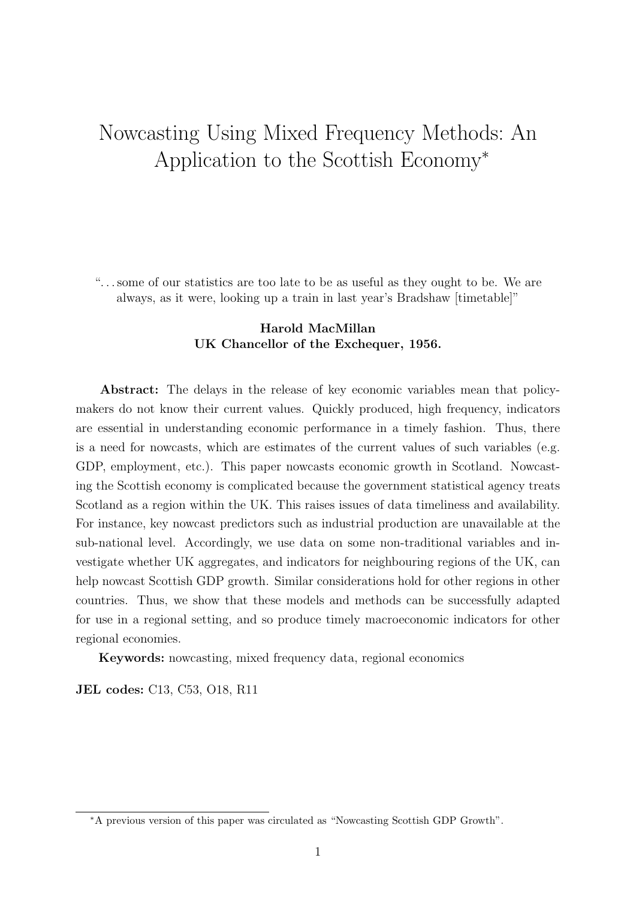# Nowcasting Using Mixed Frequency Methods: An Application to the Scottish Economy*

"…some of our statistics are too late to be as useful as they ought to be. We are always, as it were, looking up a train in last year's Bradshaw [timetable]"

**Harold MacMillan**
**UK Chancellor of the Exchequer, 1956.**

**Abstract:** The delays in the release of key economic variables mean that policy-makers do not know their current values. Quickly produced, high frequency, indicators are essential in understanding economic performance in a timely fashion. Thus, there is a need for nowcasts, which are estimates of the current values of such variables (e.g. GDP, employment, etc.). This paper nowcasts economic growth in Scotland. Nowcasting the Scottish economy is complicated because the government statistical agency treats Scotland as a region within the UK. This raises issues of data timeliness and availability. For instance, key nowcast predictors such as industrial production are unavailable at the sub-national level. Accordingly, we use data on some non-traditional variables and investigate whether UK aggregates, and indicators for neighbouring regions of the UK, can help nowcast Scottish GDP growth. Similar considerations hold for other regions in other countries. Thus, we show that these models and methods can be successfully adapted for use in a regional setting, and so produce timely macroeconomic indicators for other regional economies.

**Keywords:** nowcasting, mixed frequency data, regional economics

**JEL codes:** C13, C53, O18, R11

*A previous version of this paper was circulated as "Nowcasting Scottish GDP Growth".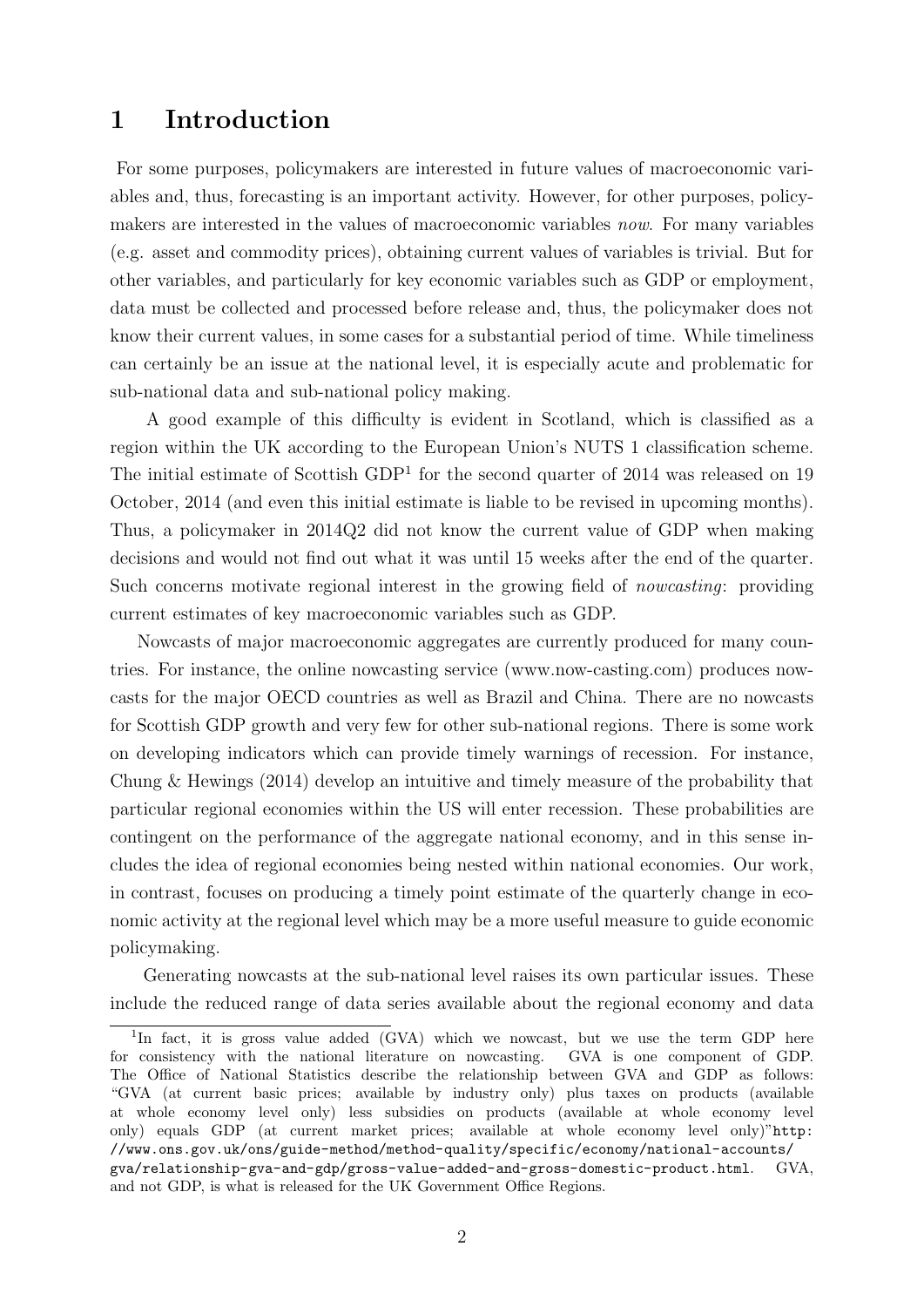# 1 Introduction

For some purposes, policymakers are interested in future values of macroeconomic variables and, thus, forecasting is an important activity. However, for other purposes, policymakers are interested in the values of macroeconomic variables *now*. For many variables (e.g. asset and commodity prices), obtaining current values of variables is trivial. But for other variables, and particularly for key economic variables such as GDP or employment, data must be collected and processed before release and, thus, the policymaker does not know their current values, in some cases for a substantial period of time. While timeliness can certainly be an issue at the national level, it is especially acute and problematic for sub-national data and sub-national policy making.

A good example of this difficulty is evident in Scotland, which is classified as a region within the UK according to the European Union's NUTS 1 classification scheme. The initial estimate of Scottish GDP[1] for the second quarter of 2014 was released on 19 October, 2014 (and even this initial estimate is liable to be revised in upcoming months). Thus, a policymaker in 2014Q2 did not know the current value of GDP when making decisions and would not find out what it was until 15 weeks after the end of the quarter. Such concerns motivate regional interest in the growing field of *nowcasting*: providing current estimates of key macroeconomic variables such as GDP.

Nowcasts of major macroeconomic aggregates are currently produced for many countries. For instance, the online nowcasting service (www.now-casting.com) produces nowcasts for the major OECD countries as well as Brazil and China. There are no nowcasts for Scottish GDP growth and very few for other sub-national regions. There is some work on developing indicators which can provide timely warnings of recession. For instance, Chung & Hewings (2014) develop an intuitive and timely measure of the probability that particular regional economies within the US will enter recession. These probabilities are contingent on the performance of the aggregate national economy, and in this sense includes the idea of regional economies being nested within national economies. Our work, in contrast, focuses on producing a timely point estimate of the quarterly change in economic activity at the regional level which may be a more useful measure to guide economic policymaking.

Generating nowcasts at the sub-national level raises its own particular issues. These include the reduced range of data series available about the regional economy and data

[1] In fact, it is gross value added (GVA) which we nowcast, but we use the term GDP here for consistency with the national literature on nowcasting. GVA is one component of GDP. The Office of National Statistics describe the relationship between GVA and GDP as follows: "GVA (at current basic prices; available by industry only) plus taxes on products (available at whole economy level only) less subsidies on products (available at whole economy level only) equals GDP (at current market prices; available at whole economy level only)" `http://www.ons.gov.uk/ons/guide-method/method-quality/specific/economy/national-accounts/gva/relationship-gva-and-gdp/gross-value-added-and-gross-domestic-product.html`. GVA, and not GDP, is what is released for the UK Government Office Regions.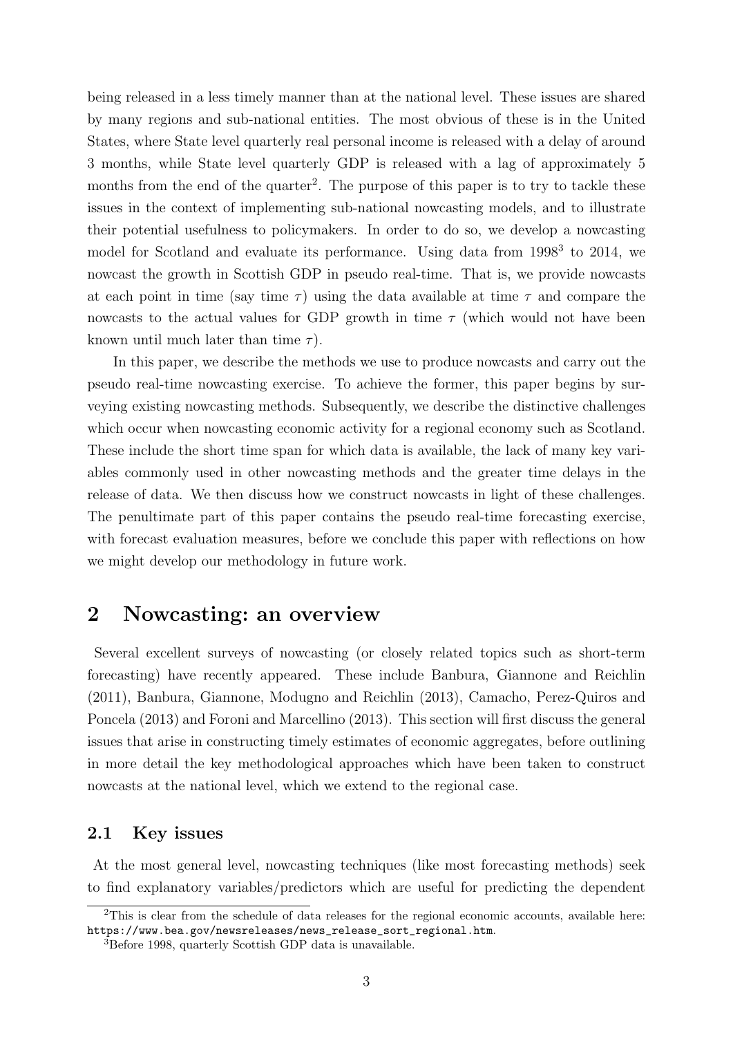being released in a less timely manner than at the national level. These issues are shared by many regions and sub-national entities. The most obvious of these is in the United States, where State level quarterly real personal income is released with a delay of around 3 months, while State level quarterly GDP is released with a lag of approximately 5 months from the end of the quarter[2]. The purpose of this paper is to try to tackle these issues in the context of implementing sub-national nowcasting models, and to illustrate their potential usefulness to policymakers. In order to do so, we develop a nowcasting model for Scotland and evaluate its performance. Using data from 1998[3] to 2014, we nowcast the growth in Scottish GDP in pseudo real-time. That is, we provide nowcasts at each point in time (say time $\tau$) using the data available at time $\tau$ and compare the nowcasts to the actual values for GDP growth in time $\tau$ (which would not have been known until much later than time $\tau$).

In this paper, we describe the methods we use to produce nowcasts and carry out the pseudo real-time nowcasting exercise. To achieve the former, this paper begins by surveying existing nowcasting methods. Subsequently, we describe the distinctive challenges which occur when nowcasting economic activity for a regional economy such as Scotland. These include the short time span for which data is available, the lack of many key variables commonly used in other nowcasting methods and the greater time delays in the release of data. We then discuss how we construct nowcasts in light of these challenges. The penultimate part of this paper contains the pseudo real-time forecasting exercise, with forecast evaluation measures, before we conclude this paper with reflections on how we might develop our methodology in future work.

## 2 Nowcasting: an overview

Several excellent surveys of nowcasting (or closely related topics such as short-term forecasting) have recently appeared. These include Banbura, Giannone and Reichlin (2011), Banbura, Giannone, Modugno and Reichlin (2013), Camacho, Perez-Quiros and Poncela (2013) and Foroni and Marcellino (2013). This section will first discuss the general issues that arise in constructing timely estimates of economic aggregates, before outlining in more detail the key methodological approaches which have been taken to construct nowcasts at the national level, which we extend to the regional case.

### 2.1 Key issues

At the most general level, nowcasting techniques (like most forecasting methods) seek to find explanatory variables/predictors which are useful for predicting the dependent

---

[2] This is clear from the schedule of data releases for the regional economic accounts, available here: https://www.bea.gov/newsreleases/news_release_sort_regional.htm.

[3] Before 1998, quarterly Scottish GDP data is unavailable.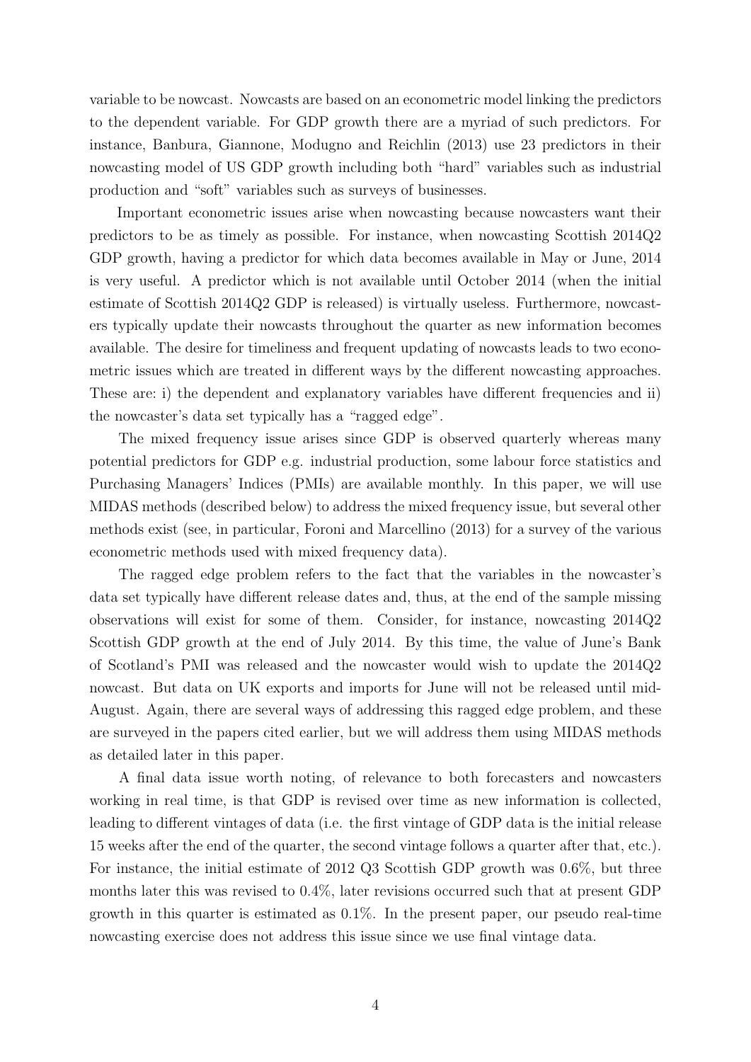variable to be nowcast. Nowcasts are based on an econometric model linking the predictors to the dependent variable. For GDP growth there are a myriad of such predictors. For instance, Banbura, Giannone, Modugno and Reichlin (2013) use 23 predictors in their nowcasting model of US GDP growth including both "hard" variables such as industrial production and "soft" variables such as surveys of businesses.

Important econometric issues arise when nowcasting because nowcasters want their predictors to be as timely as possible. For instance, when nowcasting Scottish 2014Q2 GDP growth, having a predictor for which data becomes available in May or June, 2014 is very useful. A predictor which is not available until October 2014 (when the initial estimate of Scottish 2014Q2 GDP is released) is virtually useless. Furthermore, nowcasters typically update their nowcasts throughout the quarter as new information becomes available. The desire for timeliness and frequent updating of nowcasts leads to two econometric issues which are treated in different ways by the different nowcasting approaches. These are: i) the dependent and explanatory variables have different frequencies and ii) the nowcaster's data set typically has a "ragged edge".

The mixed frequency issue arises since GDP is observed quarterly whereas many potential predictors for GDP e.g. industrial production, some labour force statistics and Purchasing Managers' Indices (PMIs) are available monthly. In this paper, we will use MIDAS methods (described below) to address the mixed frequency issue, but several other methods exist (see, in particular, Foroni and Marcellino (2013) for a survey of the various econometric methods used with mixed frequency data).

The ragged edge problem refers to the fact that the variables in the nowcaster's data set typically have different release dates and, thus, at the end of the sample missing observations will exist for some of them. Consider, for instance, nowcasting 2014Q2 Scottish GDP growth at the end of July 2014. By this time, the value of June's Bank of Scotland's PMI was released and the nowcaster would wish to update the 2014Q2 nowcast. But data on UK exports and imports for June will not be released until mid-August. Again, there are several ways of addressing this ragged edge problem, and these are surveyed in the papers cited earlier, but we will address them using MIDAS methods as detailed later in this paper.

A final data issue worth noting, of relevance to both forecasters and nowcasters working in real time, is that GDP is revised over time as new information is collected, leading to different vintages of data (i.e. the first vintage of GDP data is the initial release 15 weeks after the end of the quarter, the second vintage follows a quarter after that, etc.). For instance, the initial estimate of 2012 Q3 Scottish GDP growth was 0.6%, but three months later this was revised to 0.4%, later revisions occurred such that at present GDP growth in this quarter is estimated as 0.1%. In the present paper, our pseudo real-time nowcasting exercise does not address this issue since we use final vintage data.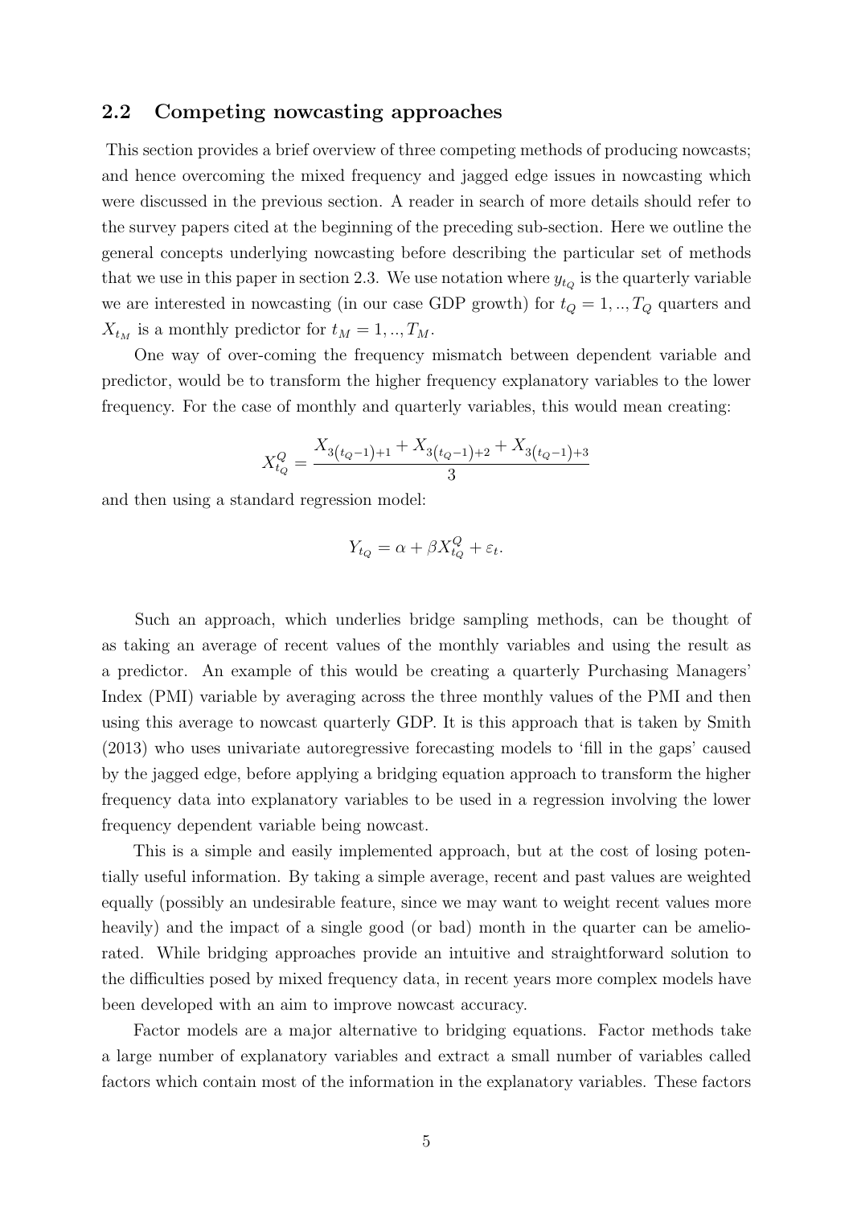## 2.2 Competing nowcasting approaches

This section provides a brief overview of three competing methods of producing nowcasts; and hence overcoming the mixed frequency and jagged edge issues in nowcasting which were discussed in the previous section. A reader in search of more details should refer to the survey papers cited at the beginning of the preceding sub-section. Here we outline the general concepts underlying nowcasting before describing the particular set of methods that we use in this paper in section 2.3. We use notation where $y_{t_Q}$ is the quarterly variable we are interested in nowcasting (in our case GDP growth) for $t_Q = 1, .., T_Q$ quarters and $X_{t_M}$ is a monthly predictor for $t_M = 1, .., T_M$.

One way of over-coming the frequency mismatch between dependent variable and predictor, would be to transform the higher frequency explanatory variables to the lower frequency. For the case of monthly and quarterly variables, this would mean creating:

$$X^Q_{t_Q} = \frac{X_{3(t_Q-1)+1} + X_{3(t_Q-1)+2} + X_{3(t_Q-1)+3}}{3}$$

and then using a standard regression model:

$$Y_{t_Q} = \alpha + \beta X^Q_{t_Q} + \varepsilon_t.$$

Such an approach, which underlies bridge sampling methods, can be thought of as taking an average of recent values of the monthly variables and using the result as a predictor. An example of this would be creating a quarterly Purchasing Managers' Index (PMI) variable by averaging across the three monthly values of the PMI and then using this average to nowcast quarterly GDP. It is this approach that is taken by Smith (2013) who uses univariate autoregressive forecasting models to 'fill in the gaps' caused by the jagged edge, before applying a bridging equation approach to transform the higher frequency data into explanatory variables to be used in a regression involving the lower frequency dependent variable being nowcast.

This is a simple and easily implemented approach, but at the cost of losing potentially useful information. By taking a simple average, recent and past values are weighted equally (possibly an undesirable feature, since we may want to weight recent values more heavily) and the impact of a single good (or bad) month in the quarter can be ameliorated. While bridging approaches provide an intuitive and straightforward solution to the difficulties posed by mixed frequency data, in recent years more complex models have been developed with an aim to improve nowcast accuracy.

Factor models are a major alternative to bridging equations. Factor methods take a large number of explanatory variables and extract a small number of variables called factors which contain most of the information in the explanatory variables. These factors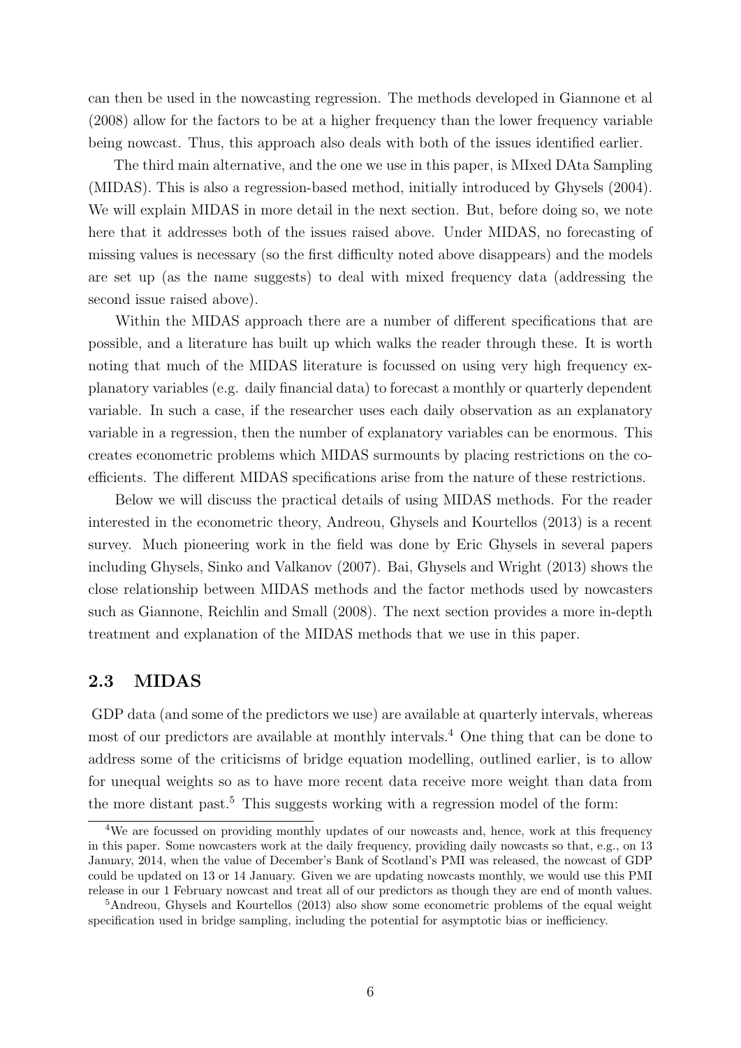can then be used in the nowcasting regression. The methods developed in Giannone et al (2008) allow for the factors to be at a higher frequency than the lower frequency variable being nowcast. Thus, this approach also deals with both of the issues identified earlier.

The third main alternative, and the one we use in this paper, is MIxed DAta Sampling (MIDAS). This is also a regression-based method, initially introduced by Ghysels (2004). We will explain MIDAS in more detail in the next section. But, before doing so, we note here that it addresses both of the issues raised above. Under MIDAS, no forecasting of missing values is necessary (so the first difficulty noted above disappears) and the models are set up (as the name suggests) to deal with mixed frequency data (addressing the second issue raised above).

Within the MIDAS approach there are a number of different specifications that are possible, and a literature has built up which walks the reader through these. It is worth noting that much of the MIDAS literature is focussed on using very high frequency explanatory variables (e.g. daily financial data) to forecast a monthly or quarterly dependent variable. In such a case, if the researcher uses each daily observation as an explanatory variable in a regression, then the number of explanatory variables can be enormous. This creates econometric problems which MIDAS surmounts by placing restrictions on the coefficients. The different MIDAS specifications arise from the nature of these restrictions.

Below we will discuss the practical details of using MIDAS methods. For the reader interested in the econometric theory, Andreou, Ghysels and Kourtellos (2013) is a recent survey. Much pioneering work in the field was done by Eric Ghysels in several papers including Ghysels, Sinko and Valkanov (2007). Bai, Ghysels and Wright (2013) shows the close relationship between MIDAS methods and the factor methods used by nowcasters such as Giannone, Reichlin and Small (2008). The next section provides a more in-depth treatment and explanation of the MIDAS methods that we use in this paper.

## 2.3 MIDAS

GDP data (and some of the predictors we use) are available at quarterly intervals, whereas most of our predictors are available at monthly intervals.[4] One thing that can be done to address some of the criticisms of bridge equation modelling, outlined earlier, is to allow for unequal weights so as to have more recent data receive more weight than data from the more distant past.[5] This suggests working with a regression model of the form:

[4] We are focussed on providing monthly updates of our nowcasts and, hence, work at this frequency in this paper. Some nowcasters work at the daily frequency, providing daily nowcasts so that, e.g., on 13 January, 2014, when the value of December's Bank of Scotland's PMI was released, the nowcast of GDP could be updated on 13 or 14 January. Given we are updating nowcasts monthly, we would use this PMI release in our 1 February nowcast and treat all of our predictors as though they are end of month values.

[5] Andreou, Ghysels and Kourtellos (2013) also show some econometric problems of the equal weight specification used in bridge sampling, including the potential for asymptotic bias or inefficiency.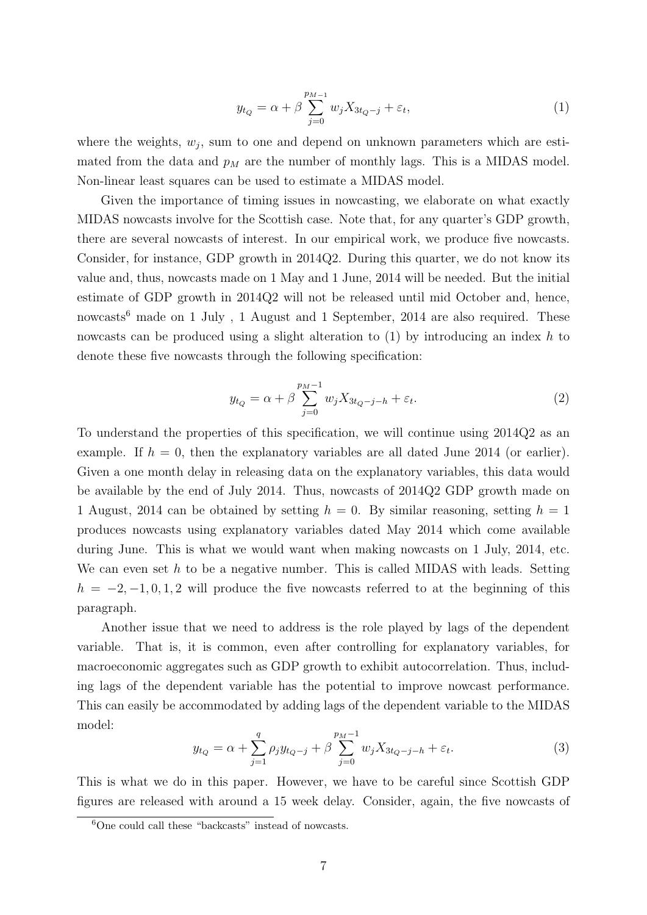$$y_{t_Q} = \alpha + \beta \sum_{j=0}^{p_{M-1}} w_j X_{3t_Q - j} + \varepsilon_t, \tag{1}$$

where the weights, $w_j$, sum to one and depend on unknown parameters which are estimated from the data and $p_M$ are the number of monthly lags. This is a MIDAS model. Non-linear least squares can be used to estimate a MIDAS model.

Given the importance of timing issues in nowcasting, we elaborate on what exactly MIDAS nowcasts involve for the Scottish case. Note that, for any quarter's GDP growth, there are several nowcasts of interest. In our empirical work, we produce five nowcasts. Consider, for instance, GDP growth in 2014Q2. During this quarter, we do not know its value and, thus, nowcasts made on 1 May and 1 June, 2014 will be needed. But the initial estimate of GDP growth in 2014Q2 will not be released until mid October and, hence, nowcasts[6] made on 1 July , 1 August and 1 September, 2014 are also required. These nowcasts can be produced using a slight alteration to (1) by introducing an index $h$ to denote these five nowcasts through the following specification:

$$y_{t_Q} = \alpha + \beta \sum_{j=0}^{p_M - 1} w_j X_{3t_Q - j - h} + \varepsilon_t. \tag{2}$$

To understand the properties of this specification, we will continue using 2014Q2 as an example. If $h = 0$, then the explanatory variables are all dated June 2014 (or earlier). Given a one month delay in releasing data on the explanatory variables, this data would be available by the end of July 2014. Thus, nowcasts of 2014Q2 GDP growth made on 1 August, 2014 can be obtained by setting $h = 0$. By similar reasoning, setting $h = 1$ produces nowcasts using explanatory variables dated May 2014 which come available during June. This is what we would want when making nowcasts on 1 July, 2014, etc. We can even set $h$ to be a negative number. This is called MIDAS with leads. Setting $h = -2, -1, 0, 1, 2$ will produce the five nowcasts referred to at the beginning of this paragraph.

Another issue that we need to address is the role played by lags of the dependent variable. That is, it is common, even after controlling for explanatory variables, for macroeconomic aggregates such as GDP growth to exhibit autocorrelation. Thus, including lags of the dependent variable has the potential to improve nowcast performance. This can easily be accommodated by adding lags of the dependent variable to the MIDAS model:

$$y_{t_Q} = \alpha + \sum_{j=1}^{q} \rho_j y_{t_Q - j} + \beta \sum_{j=0}^{p_M - 1} w_j X_{3t_Q - j - h} + \varepsilon_t. \tag{3}$$

This is what we do in this paper. However, we have to be careful since Scottish GDP figures are released with around a 15 week delay. Consider, again, the five nowcasts of

[6] One could call these "backcasts" instead of nowcasts.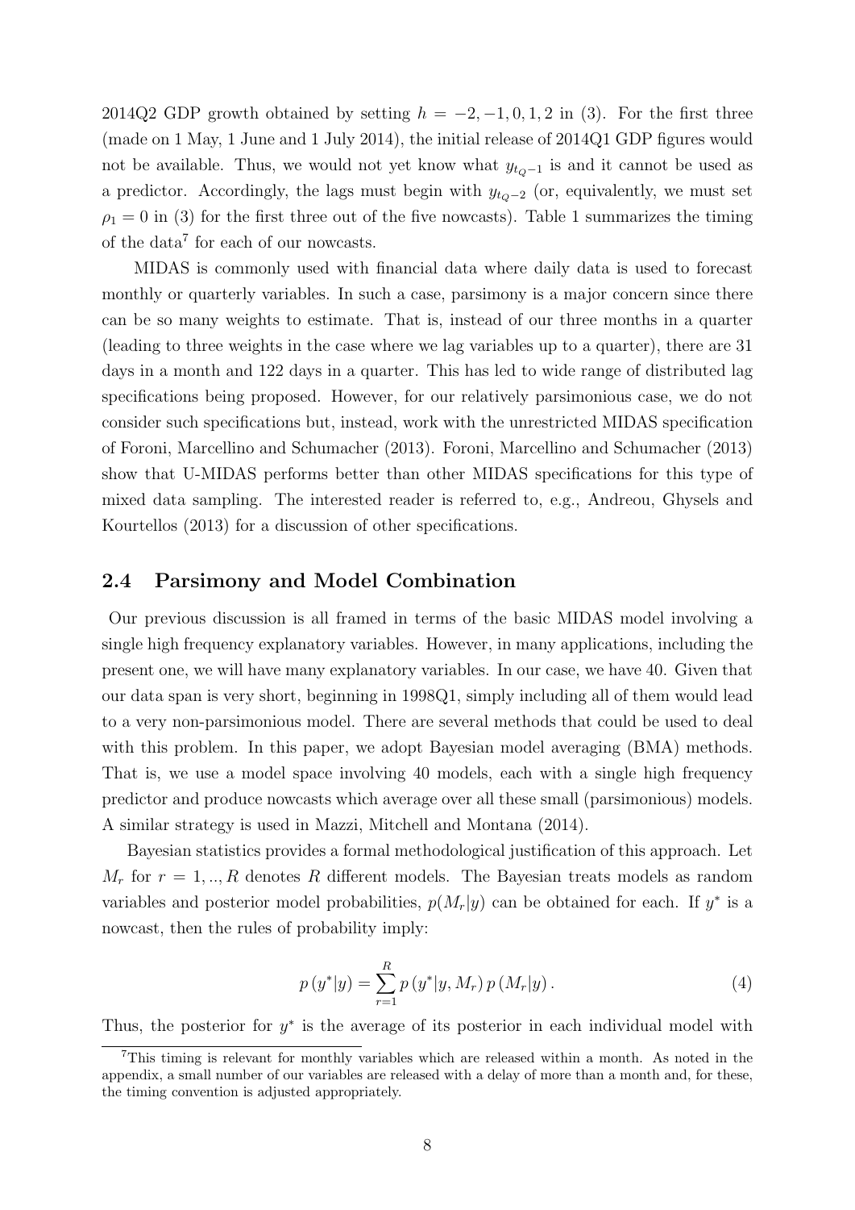2014Q2 GDP growth obtained by setting $h = -2, -1, 0, 1, 2$ in (3). For the first three (made on 1 May, 1 June and 1 July 2014), the initial release of 2014Q1 GDP figures would not be available. Thus, we would not yet know what $y_{t_Q - 1}$ is and it cannot be used as a predictor. Accordingly, the lags must begin with $y_{t_Q - 2}$ (or, equivalently, we must set $\rho_1 = 0$ in (3) for the first three out of the five nowcasts). Table 1 summarizes the timing of the data[7] for each of our nowcasts.

MIDAS is commonly used with financial data where daily data is used to forecast monthly or quarterly variables. In such a case, parsimony is a major concern since there can be so many weights to estimate. That is, instead of our three months in a quarter (leading to three weights in the case where we lag variables up to a quarter), there are 31 days in a month and 122 days in a quarter. This has led to wide range of distributed lag specifications being proposed. However, for our relatively parsimonious case, we do not consider such specifications but, instead, work with the unrestricted MIDAS specification of Foroni, Marcellino and Schumacher (2013). Foroni, Marcellino and Schumacher (2013) show that U-MIDAS performs better than other MIDAS specifications for this type of mixed data sampling. The interested reader is referred to, e.g., Andreou, Ghysels and Kourtellos (2013) for a discussion of other specifications.

## 2.4 Parsimony and Model Combination

Our previous discussion is all framed in terms of the basic MIDAS model involving a single high frequency explanatory variables. However, in many applications, including the present one, we will have many explanatory variables. In our case, we have 40. Given that our data span is very short, beginning in 1998Q1, simply including all of them would lead to a very non-parsimonious model. There are several methods that could be used to deal with this problem. In this paper, we adopt Bayesian model averaging (BMA) methods. That is, we use a model space involving 40 models, each with a single high frequency predictor and produce nowcasts which average over all these small (parsimonious) models. A similar strategy is used in Mazzi, Mitchell and Montana (2014).

Bayesian statistics provides a formal methodological justification of this approach. Let $M_r$ for $r = 1, .., R$ denotes $R$ different models. The Bayesian treats models as random variables and posterior model probabilities, $p(M_r|y)$ can be obtained for each. If $y^*$ is a nowcast, then the rules of probability imply:

$$p(y^*|y) = \sum_{r=1}^{R} p(y^*|y, M_r)\, p(M_r|y)\,. \tag{4}$$

Thus, the posterior for $y^*$ is the average of its posterior in each individual model with

[7] This timing is relevant for monthly variables which are released within a month. As noted in the appendix, a small number of our variables are released with a delay of more than a month and, for these, the timing convention is adjusted appropriately.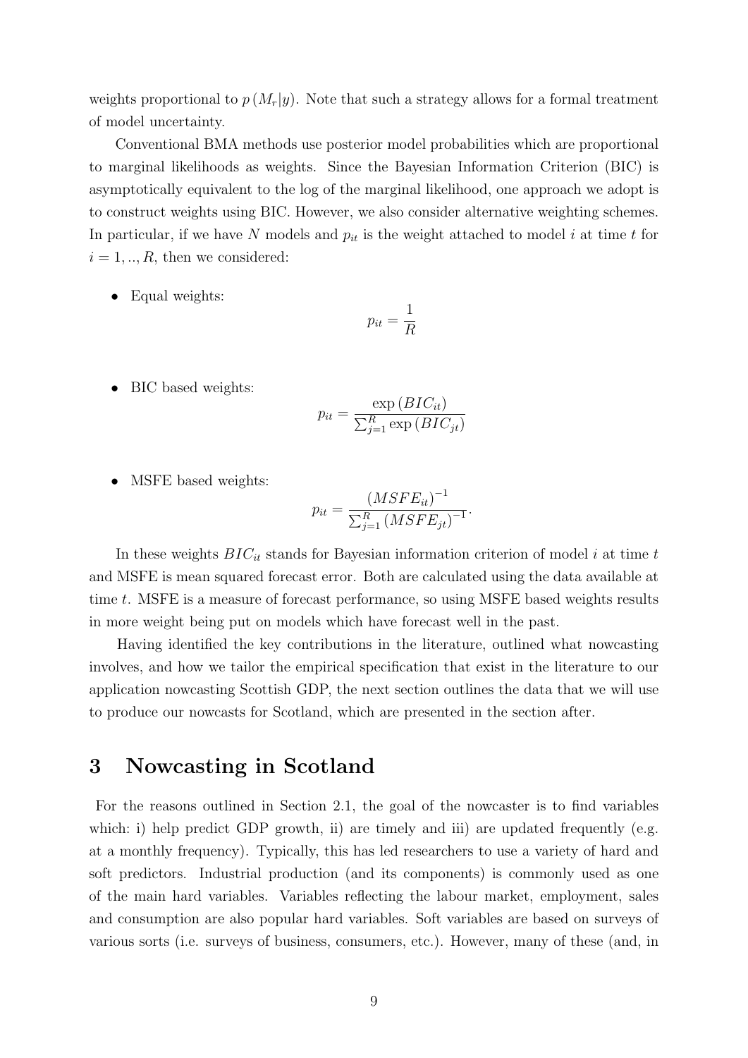weights proportional to $p(M_r|y)$. Note that such a strategy allows for a formal treatment of model uncertainty.

Conventional BMA methods use posterior model probabilities which are proportional to marginal likelihoods as weights. Since the Bayesian Information Criterion (BIC) is asymptotically equivalent to the log of the marginal likelihood, one approach we adopt is to construct weights using BIC. However, we also consider alternative weighting schemes. In particular, if we have $N$ models and $p_{it}$ is the weight attached to model $i$ at time $t$ for $i = 1, .., R$, then we considered:

- Equal weights:

$$p_{it} = \frac{1}{R}$$

- BIC based weights:

$$p_{it} = \frac{\exp(BIC_{it})}{\sum_{j=1}^{R} \exp(BIC_{jt})}$$

- MSFE based weights:

$$p_{it} = \frac{(MSFE_{it})^{-1}}{\sum_{j=1}^{R} (MSFE_{jt})^{-1}}.$$

In these weights $BIC_{it}$ stands for Bayesian information criterion of model $i$ at time $t$ and MSFE is mean squared forecast error. Both are calculated using the data available at time $t$. MSFE is a measure of forecast performance, so using MSFE based weights results in more weight being put on models which have forecast well in the past.

Having identified the key contributions in the literature, outlined what nowcasting involves, and how we tailor the empirical specification that exist in the literature to our application nowcasting Scottish GDP, the next section outlines the data that we will use to produce our nowcasts for Scotland, which are presented in the section after.

# 3 Nowcasting in Scotland

For the reasons outlined in Section 2.1, the goal of the nowcaster is to find variables which: i) help predict GDP growth, ii) are timely and iii) are updated frequently (e.g. at a monthly frequency). Typically, this has led researchers to use a variety of hard and soft predictors. Industrial production (and its components) is commonly used as one of the main hard variables. Variables reflecting the labour market, employment, sales and consumption are also popular hard variables. Soft variables are based on surveys of various sorts (i.e. surveys of business, consumers, etc.). However, many of these (and, in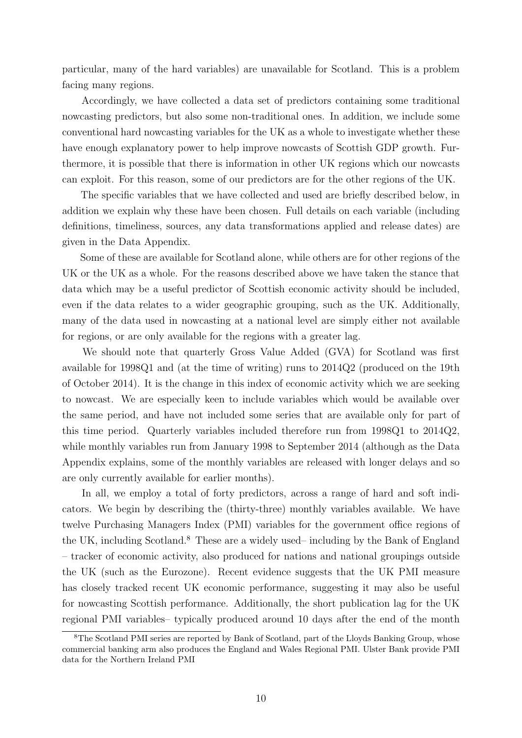particular, many of the hard variables) are unavailable for Scotland. This is a problem facing many regions.

Accordingly, we have collected a data set of predictors containing some traditional nowcasting predictors, but also some non-traditional ones. In addition, we include some conventional hard nowcasting variables for the UK as a whole to investigate whether these have enough explanatory power to help improve nowcasts of Scottish GDP growth. Furthermore, it is possible that there is information in other UK regions which our nowcasts can exploit. For this reason, some of our predictors are for the other regions of the UK.

The specific variables that we have collected and used are briefly described below, in addition we explain why these have been chosen. Full details on each variable (including definitions, timeliness, sources, any data transformations applied and release dates) are given in the Data Appendix.

Some of these are available for Scotland alone, while others are for other regions of the UK or the UK as a whole. For the reasons described above we have taken the stance that data which may be a useful predictor of Scottish economic activity should be included, even if the data relates to a wider geographic grouping, such as the UK. Additionally, many of the data used in nowcasting at a national level are simply either not available for regions, or are only available for the regions with a greater lag.

We should note that quarterly Gross Value Added (GVA) for Scotland was first available for 1998Q1 and (at the time of writing) runs to 2014Q2 (produced on the 19th of October 2014). It is the change in this index of economic activity which we are seeking to nowcast. We are especially keen to include variables which would be available over the same period, and have not included some series that are available only for part of this time period. Quarterly variables included therefore run from 1998Q1 to 2014Q2, while monthly variables run from January 1998 to September 2014 (although as the Data Appendix explains, some of the monthly variables are released with longer delays and so are only currently available for earlier months).

In all, we employ a total of forty predictors, across a range of hard and soft indicators. We begin by describing the (thirty-three) monthly variables available. We have twelve Purchasing Managers Index (PMI) variables for the government office regions of the UK, including Scotland.[8] These are a widely used– including by the Bank of England – tracker of economic activity, also produced for nations and national groupings outside the UK (such as the Eurozone). Recent evidence suggests that the UK PMI measure has closely tracked recent UK economic performance, suggesting it may also be useful for nowcasting Scottish performance. Additionally, the short publication lag for the UK regional PMI variables– typically produced around 10 days after the end of the month

[8]The Scotland PMI series are reported by Bank of Scotland, part of the Lloyds Banking Group, whose commercial banking arm also produces the England and Wales Regional PMI. Ulster Bank provide PMI data for the Northern Ireland PMI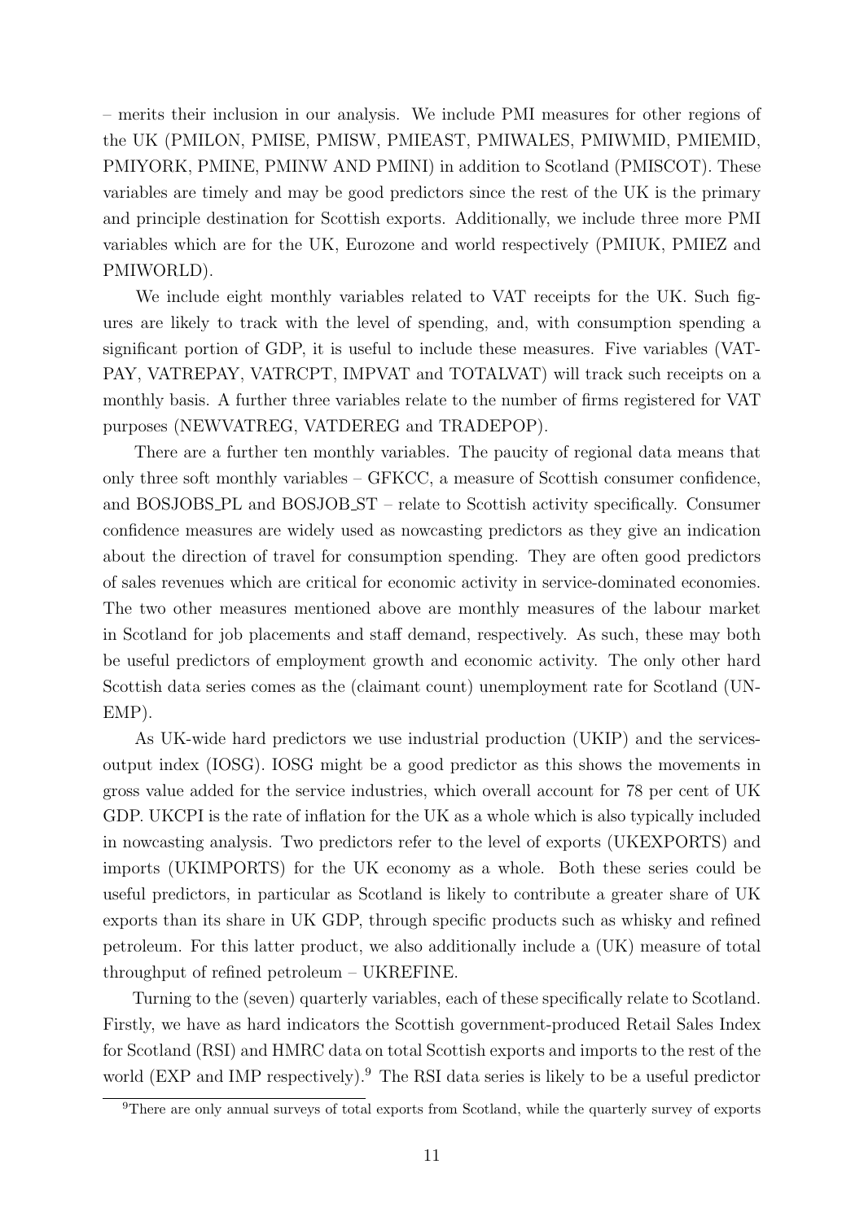– merits their inclusion in our analysis. We include PMI measures for other regions of the UK (PMILON, PMISE, PMISW, PMIEAST, PMIWALES, PMIWMID, PMIEMID, PMIYORK, PMINE, PMINW AND PMINI) in addition to Scotland (PMISCOT). These variables are timely and may be good predictors since the rest of the UK is the primary and principle destination for Scottish exports. Additionally, we include three more PMI variables which are for the UK, Eurozone and world respectively (PMIUK, PMIEZ and PMIWORLD).

We include eight monthly variables related to VAT receipts for the UK. Such figures are likely to track with the level of spending, and, with consumption spending a significant portion of GDP, it is useful to include these measures. Five variables (VATPAY, VATREPAY, VATRCPT, IMPVAT and TOTALVAT) will track such receipts on a monthly basis. A further three variables relate to the number of firms registered for VAT purposes (NEWVATREG, VATDEREG and TRADEPOP).

There are a further ten monthly variables. The paucity of regional data means that only three soft monthly variables – GFKCC, a measure of Scottish consumer confidence, and BOSJOBS_PL and BOSJOB_ST – relate to Scottish activity specifically. Consumer confidence measures are widely used as nowcasting predictors as they give an indication about the direction of travel for consumption spending. They are often good predictors of sales revenues which are critical for economic activity in service-dominated economies. The two other measures mentioned above are monthly measures of the labour market in Scotland for job placements and staff demand, respectively. As such, these may both be useful predictors of employment growth and economic activity. The only other hard Scottish data series comes as the (claimant count) unemployment rate for Scotland (UNEMP).

As UK-wide hard predictors we use industrial production (UKIP) and the services-output index (IOSG). IOSG might be a good predictor as this shows the movements in gross value added for the service industries, which overall account for 78 per cent of UK GDP. UKCPI is the rate of inflation for the UK as a whole which is also typically included in nowcasting analysis. Two predictors refer to the level of exports (UKEXPORTS) and imports (UKIMPORTS) for the UK economy as a whole. Both these series could be useful predictors, in particular as Scotland is likely to contribute a greater share of UK exports than its share in UK GDP, through specific products such as whisky and refined petroleum. For this latter product, we also additionally include a (UK) measure of total throughput of refined petroleum – UKREFINE.

Turning to the (seven) quarterly variables, each of these specifically relate to Scotland. Firstly, we have as hard indicators the Scottish government-produced Retail Sales Index for Scotland (RSI) and HMRC data on total Scottish exports and imports to the rest of the world (EXP and IMP respectively).[9] The RSI data series is likely to be a useful predictor

[9]There are only annual surveys of total exports from Scotland, while the quarterly survey of exports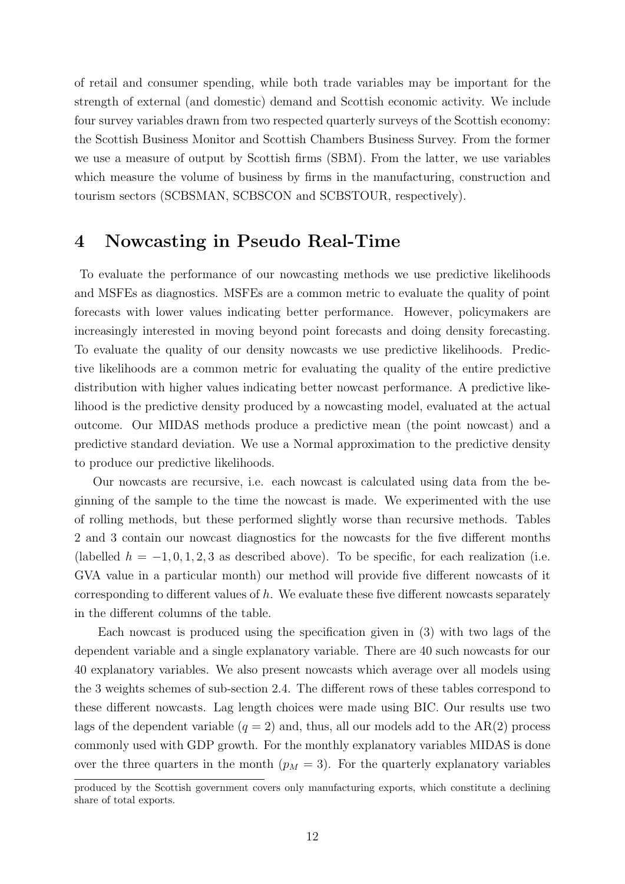of retail and consumer spending, while both trade variables may be important for the strength of external (and domestic) demand and Scottish economic activity. We include four survey variables drawn from two respected quarterly surveys of the Scottish economy: the Scottish Business Monitor and Scottish Chambers Business Survey. From the former we use a measure of output by Scottish firms (SBM). From the latter, we use variables which measure the volume of business by firms in the manufacturing, construction and tourism sectors (SCBSMAN, SCBSCON and SCBSTOUR, respectively).

# 4 Nowcasting in Pseudo Real-Time

To evaluate the performance of our nowcasting methods we use predictive likelihoods and MSFEs as diagnostics. MSFEs are a common metric to evaluate the quality of point forecasts with lower values indicating better performance. However, policymakers are increasingly interested in moving beyond point forecasts and doing density forecasting. To evaluate the quality of our density nowcasts we use predictive likelihoods. Predictive likelihoods are a common metric for evaluating the quality of the entire predictive distribution with higher values indicating better nowcast performance. A predictive likelihood is the predictive density produced by a nowcasting model, evaluated at the actual outcome. Our MIDAS methods produce a predictive mean (the point nowcast) and a predictive standard deviation. We use a Normal approximation to the predictive density to produce our predictive likelihoods.

Our nowcasts are recursive, i.e. each nowcast is calculated using data from the beginning of the sample to the time the nowcast is made. We experimented with the use of rolling methods, but these performed slightly worse than recursive methods. Tables 2 and 3 contain our nowcast diagnostics for the nowcasts for the five different months (labelled $h = -1, 0, 1, 2, 3$ as described above). To be specific, for each realization (i.e. GVA value in a particular month) our method will provide five different nowcasts of it corresponding to different values of $h$. We evaluate these five different nowcasts separately in the different columns of the table.

Each nowcast is produced using the specification given in (3) with two lags of the dependent variable and a single explanatory variable. There are 40 such nowcasts for our 40 explanatory variables. We also present nowcasts which average over all models using the 3 weights schemes of sub-section 2.4. The different rows of these tables correspond to these different nowcasts. Lag length choices were made using BIC. Our results use two lags of the dependent variable ($q = 2$) and, thus, all our models add to the AR(2) process commonly used with GDP growth. For the monthly explanatory variables MIDAS is done over the three quarters in the month ($p_M = 3$). For the quarterly explanatory variables

produced by the Scottish government covers only manufacturing exports, which constitute a declining share of total exports.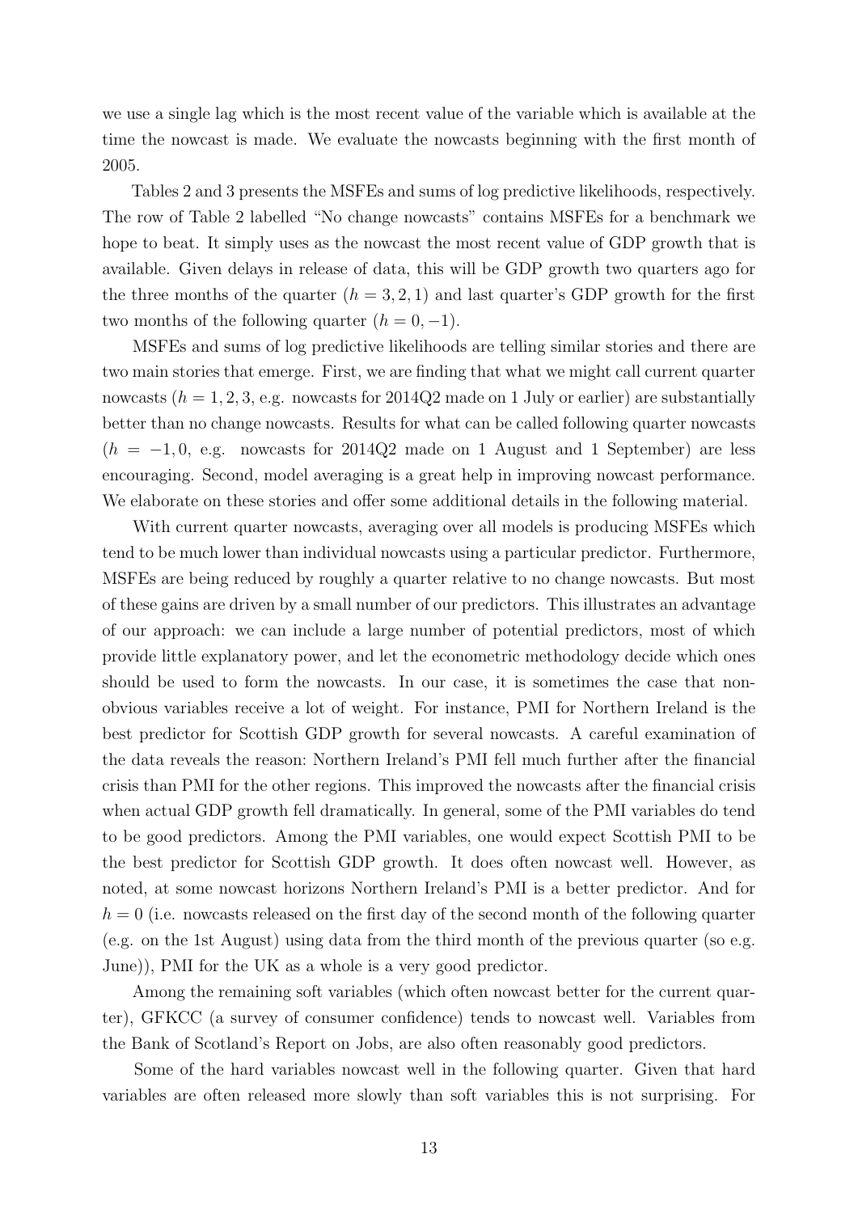we use a single lag which is the most recent value of the variable which is available at the time the nowcast is made. We evaluate the nowcasts beginning with the first month of 2005.

Tables 2 and 3 presents the MSFEs and sums of log predictive likelihoods, respectively. The row of Table 2 labelled "No change nowcasts" contains MSFEs for a benchmark we hope to beat. It simply uses as the nowcast the most recent value of GDP growth that is available. Given delays in release of data, this will be GDP growth two quarters ago for the three months of the quarter ($h = 3, 2, 1$) and last quarter's GDP growth for the first two months of the following quarter ($h = 0, -1$).

MSFEs and sums of log predictive likelihoods are telling similar stories and there are two main stories that emerge. First, we are finding that what we might call current quarter nowcasts ($h = 1, 2, 3$, e.g. nowcasts for 2014Q2 made on 1 July or earlier) are substantially better than no change nowcasts. Results for what can be called following quarter nowcasts ($h = -1, 0$, e.g. nowcasts for 2014Q2 made on 1 August and 1 September) are less encouraging. Second, model averaging is a great help in improving nowcast performance. We elaborate on these stories and offer some additional details in the following material.

With current quarter nowcasts, averaging over all models is producing MSFEs which tend to be much lower than individual nowcasts using a particular predictor. Furthermore, MSFEs are being reduced by roughly a quarter relative to no change nowcasts. But most of these gains are driven by a small number of our predictors. This illustrates an advantage of our approach: we can include a large number of potential predictors, most of which provide little explanatory power, and let the econometric methodology decide which ones should be used to form the nowcasts. In our case, it is sometimes the case that non-obvious variables receive a lot of weight. For instance, PMI for Northern Ireland is the best predictor for Scottish GDP growth for several nowcasts. A careful examination of the data reveals the reason: Northern Ireland's PMI fell much further after the financial crisis than PMI for the other regions. This improved the nowcasts after the financial crisis when actual GDP growth fell dramatically. In general, some of the PMI variables do tend to be good predictors. Among the PMI variables, one would expect Scottish PMI to be the best predictor for Scottish GDP growth. It does often nowcast well. However, as noted, at some nowcast horizons Northern Ireland's PMI is a better predictor. And for $h = 0$ (i.e. nowcasts released on the first day of the second month of the following quarter (e.g. on the 1st August) using data from the third month of the previous quarter (so e.g. June)), PMI for the UK as a whole is a very good predictor.

Among the remaining soft variables (which often nowcast better for the current quarter), GFKCC (a survey of consumer confidence) tends to nowcast well. Variables from the Bank of Scotland's Report on Jobs, are also often reasonably good predictors.

Some of the hard variables nowcast well in the following quarter. Given that hard variables are often released more slowly than soft variables this is not surprising. For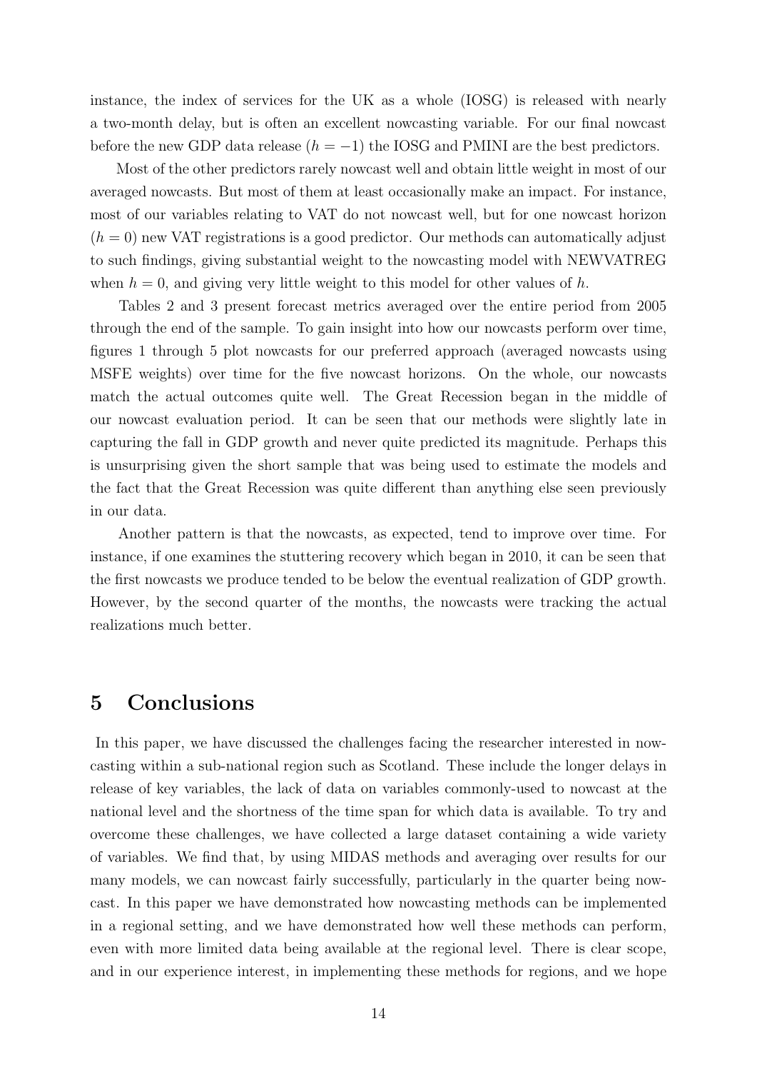instance, the index of services for the UK as a whole (IOSG) is released with nearly a two-month delay, but is often an excellent nowcasting variable. For our final nowcast before the new GDP data release ($h = -1$) the IOSG and PMINI are the best predictors.

Most of the other predictors rarely nowcast well and obtain little weight in most of our averaged nowcasts. But most of them at least occasionally make an impact. For instance, most of our variables relating to VAT do not nowcast well, but for one nowcast horizon ($h = 0$) new VAT registrations is a good predictor. Our methods can automatically adjust to such findings, giving substantial weight to the nowcasting model with NEWVATREG when $h = 0$, and giving very little weight to this model for other values of $h$.

Tables 2 and 3 present forecast metrics averaged over the entire period from 2005 through the end of the sample. To gain insight into how our nowcasts perform over time, figures 1 through 5 plot nowcasts for our preferred approach (averaged nowcasts using MSFE weights) over time for the five nowcast horizons. On the whole, our nowcasts match the actual outcomes quite well. The Great Recession began in the middle of our nowcast evaluation period. It can be seen that our methods were slightly late in capturing the fall in GDP growth and never quite predicted its magnitude. Perhaps this is unsurprising given the short sample that was being used to estimate the models and the fact that the Great Recession was quite different than anything else seen previously in our data.

Another pattern is that the nowcasts, as expected, tend to improve over time. For instance, if one examines the stuttering recovery which began in 2010, it can be seen that the first nowcasts we produce tended to be below the eventual realization of GDP growth. However, by the second quarter of the months, the nowcasts were tracking the actual realizations much better.

# 5 Conclusions

In this paper, we have discussed the challenges facing the researcher interested in nowcasting within a sub-national region such as Scotland. These include the longer delays in release of key variables, the lack of data on variables commonly-used to nowcast at the national level and the shortness of the time span for which data is available. To try and overcome these challenges, we have collected a large dataset containing a wide variety of variables. We find that, by using MIDAS methods and averaging over results for our many models, we can nowcast fairly successfully, particularly in the quarter being nowcast. In this paper we have demonstrated how nowcasting methods can be implemented in a regional setting, and we have demonstrated how well these methods can perform, even with more limited data being available at the regional level. There is clear scope, and in our experience interest, in implementing these methods for regions, and we hope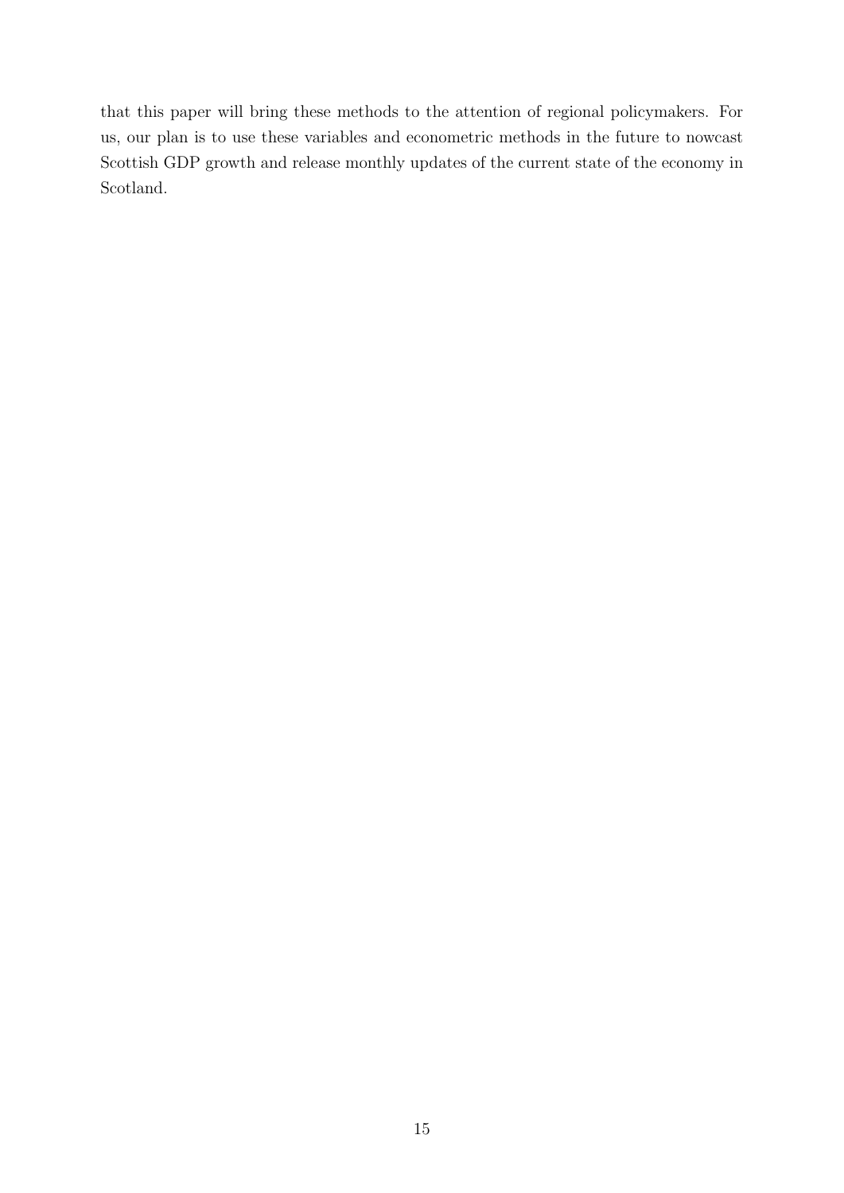that this paper will bring these methods to the attention of regional policymakers. For us, our plan is to use these variables and econometric methods in the future to nowcast Scottish GDP growth and release monthly updates of the current state of the economy in Scotland.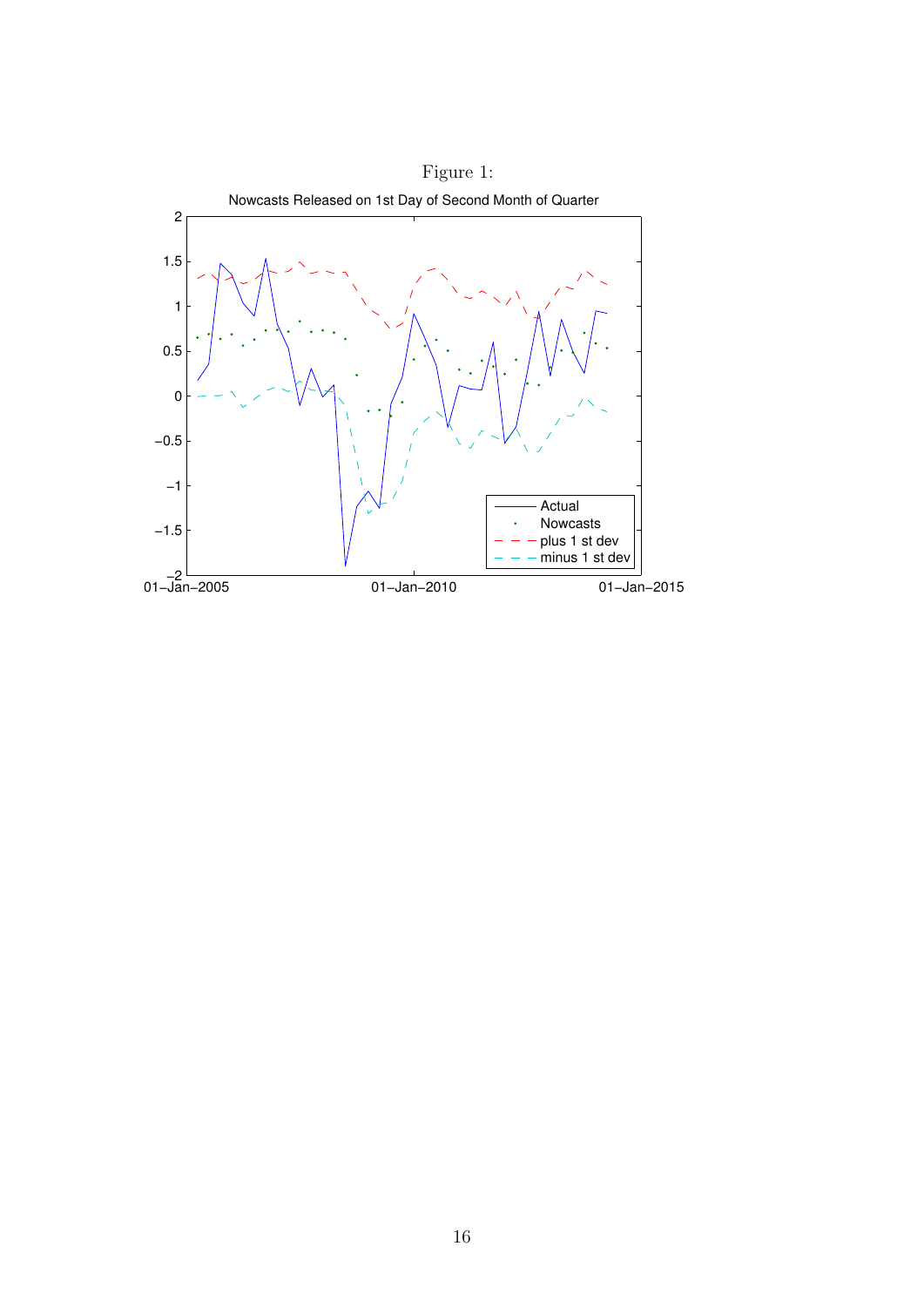Figure 1:

Nowcasts Released on 1st Day of Second Month of Quarter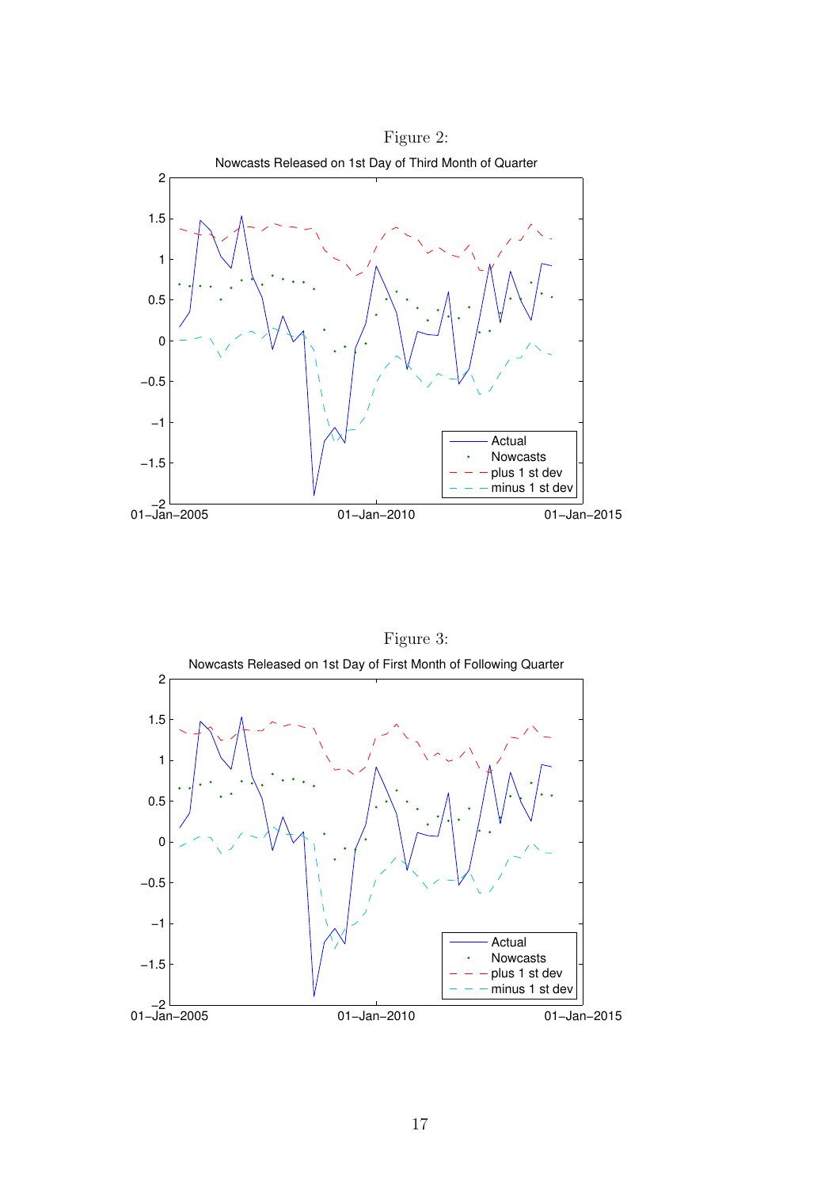Figure 2:

Nowcasts Released on 1st Day of Third Month of Quarter

Figure 3:

Nowcasts Released on 1st Day of First Month of Following Quarter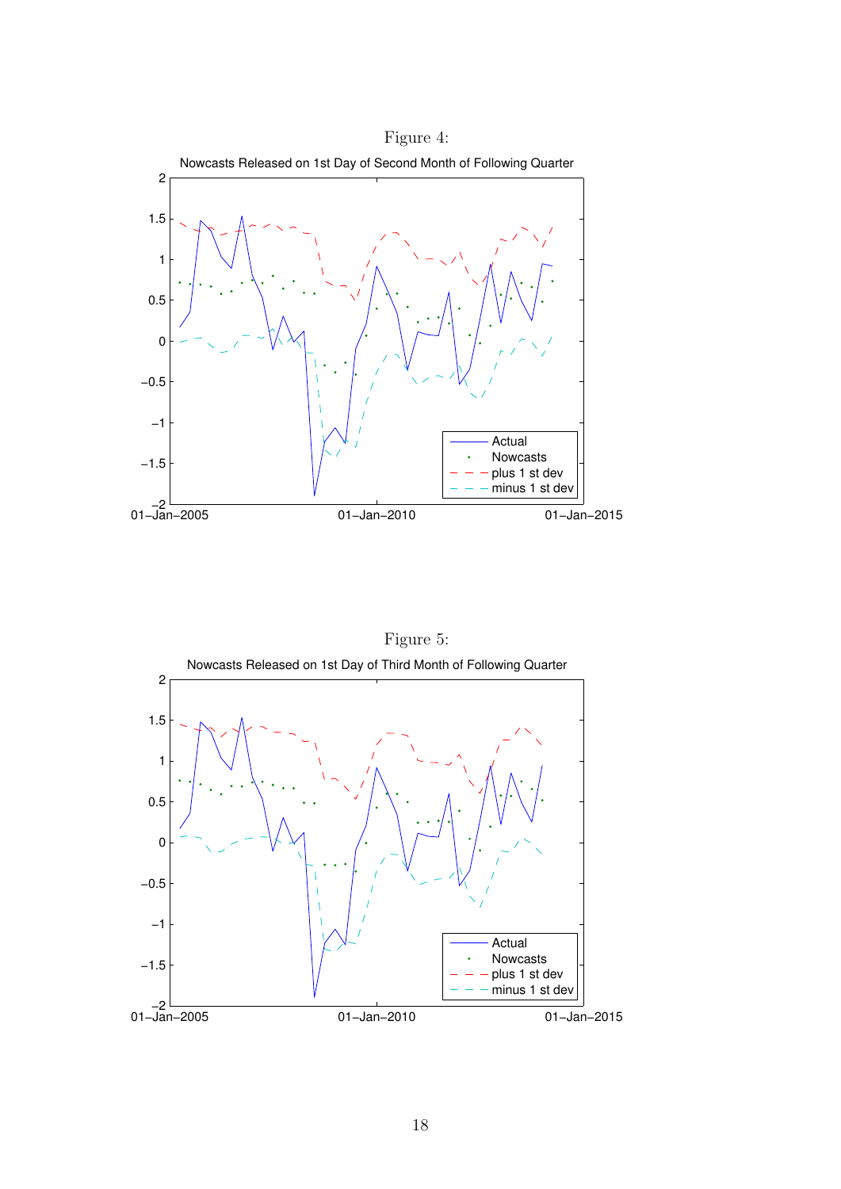Figure 4:

Nowcasts Released on 1st Day of Second Month of Following Quarter

Figure 5:

Nowcasts Released on 1st Day of Third Month of Following Quarter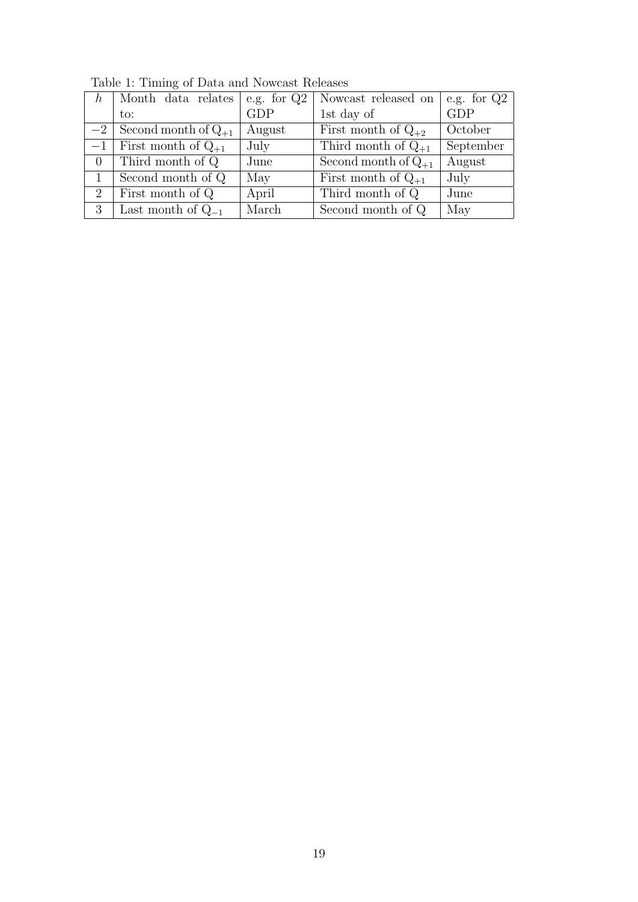Table 1: Timing of Data and Nowcast Releases

| $h$ | Month data relates to: | e.g. for Q2 GDP | Nowcast released on 1st day of | e.g. for Q2 GDP |
|---|---|---|---|---|
| $-2$ | Second month of $Q_{+1}$ | August | First month of $Q_{+2}$ | October |
| $-1$ | First month of $Q_{+1}$ | July | Third month of $Q_{+1}$ | September |
| 0 | Third month of Q | June | Second month of $Q_{+1}$ | August |
| 1 | Second month of Q | May | First month of $Q_{+1}$ | July |
| 2 | First month of Q | April | Third month of Q | June |
| 3 | Last month of $Q_{-1}$ | March | Second month of Q | May |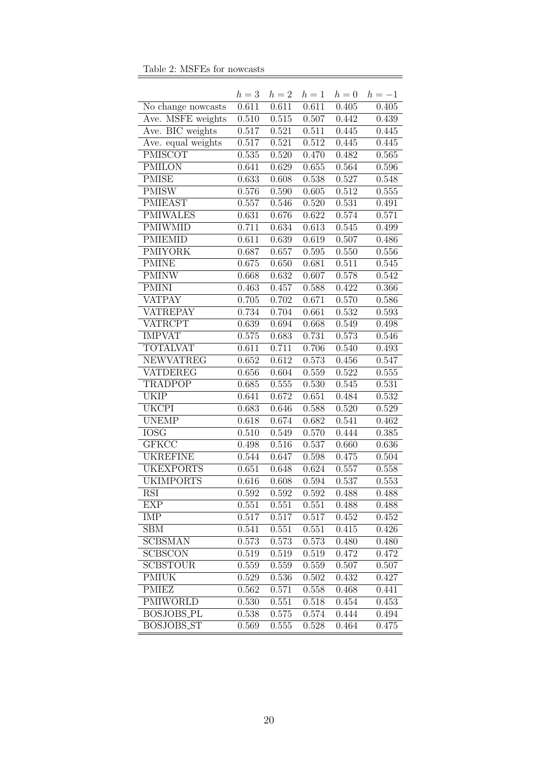Table 2: MSFEs for nowcasts

| | $h=3$ | $h=2$ | $h=1$ | $h=0$ | $h=-1$ |
|---|---|---|---|---|---|
| No change nowcasts | 0.611 | 0.611 | 0.611 | 0.405 | 0.405 |
| Ave. MSFE weights | 0.510 | 0.515 | 0.507 | 0.442 | 0.439 |
| Ave. BIC weights | 0.517 | 0.521 | 0.511 | 0.445 | 0.445 |
| Ave. equal weights | 0.517 | 0.521 | 0.512 | 0.445 | 0.445 |
| PMISCOT | 0.535 | 0.520 | 0.470 | 0.482 | 0.565 |
| PMILON | 0.641 | 0.629 | 0.655 | 0.564 | 0.596 |
| PMISE | 0.633 | 0.608 | 0.538 | 0.527 | 0.548 |
| PMISW | 0.576 | 0.590 | 0.605 | 0.512 | 0.555 |
| PMIEAST | 0.557 | 0.546 | 0.520 | 0.531 | 0.491 |
| PMIWALES | 0.631 | 0.676 | 0.622 | 0.574 | 0.571 |
| PMIWMID | 0.711 | 0.634 | 0.613 | 0.545 | 0.499 |
| PMIEMID | 0.611 | 0.639 | 0.619 | 0.507 | 0.486 |
| PMIYORK | 0.687 | 0.657 | 0.595 | 0.550 | 0.556 |
| PMINE | 0.675 | 0.650 | 0.681 | 0.511 | 0.545 |
| PMINW | 0.668 | 0.632 | 0.607 | 0.578 | 0.542 |
| PMINI | 0.463 | 0.457 | 0.588 | 0.422 | 0.366 |
| VATPAY | 0.705 | 0.702 | 0.671 | 0.570 | 0.586 |
| VATREPAY | 0.734 | 0.704 | 0.661 | 0.532 | 0.593 |
| VATRCPT | 0.639 | 0.694 | 0.668 | 0.549 | 0.498 |
| IMPVAT | 0.575 | 0.683 | 0.731 | 0.573 | 0.546 |
| TOTALVAT | 0.611 | 0.711 | 0.706 | 0.540 | 0.493 |
| NEWVATREG | 0.652 | 0.612 | 0.573 | 0.456 | 0.547 |
| VATDEREG | 0.656 | 0.604 | 0.559 | 0.522 | 0.555 |
| TRADPOP | 0.685 | 0.555 | 0.530 | 0.545 | 0.531 |
| UKIP | 0.641 | 0.672 | 0.651 | 0.484 | 0.532 |
| UKCPI | 0.683 | 0.646 | 0.588 | 0.520 | 0.529 |
| UNEMP | 0.618 | 0.674 | 0.682 | 0.541 | 0.462 |
| IOSG | 0.510 | 0.549 | 0.570 | 0.444 | 0.385 |
| GFKCC | 0.498 | 0.516 | 0.537 | 0.660 | 0.636 |
| UKREFINE | 0.544 | 0.647 | 0.598 | 0.475 | 0.504 |
| UKEXPORTS | 0.651 | 0.648 | 0.624 | 0.557 | 0.558 |
| UKIMPORTS | 0.616 | 0.608 | 0.594 | 0.537 | 0.553 |
| RSI | 0.592 | 0.592 | 0.592 | 0.488 | 0.488 |
| EXP | 0.551 | 0.551 | 0.551 | 0.488 | 0.488 |
| IMP | 0.517 | 0.517 | 0.517 | 0.452 | 0.452 |
| SBM | 0.541 | 0.551 | 0.551 | 0.415 | 0.426 |
| SCBSMAN | 0.573 | 0.573 | 0.573 | 0.480 | 0.480 |
| SCBSCON | 0.519 | 0.519 | 0.519 | 0.472 | 0.472 |
| SCBSTOUR | 0.559 | 0.559 | 0.559 | 0.507 | 0.507 |
| PMIUK | 0.529 | 0.536 | 0.502 | 0.432 | 0.427 |
| PMIEZ | 0.562 | 0.571 | 0.558 | 0.468 | 0.441 |
| PMIWORLD | 0.530 | 0.551 | 0.518 | 0.454 | 0.453 |
| BOSJOBS_PL | 0.538 | 0.575 | 0.574 | 0.444 | 0.494 |
| BOSJOBS_ST | 0.569 | 0.555 | 0.528 | 0.464 | 0.475 |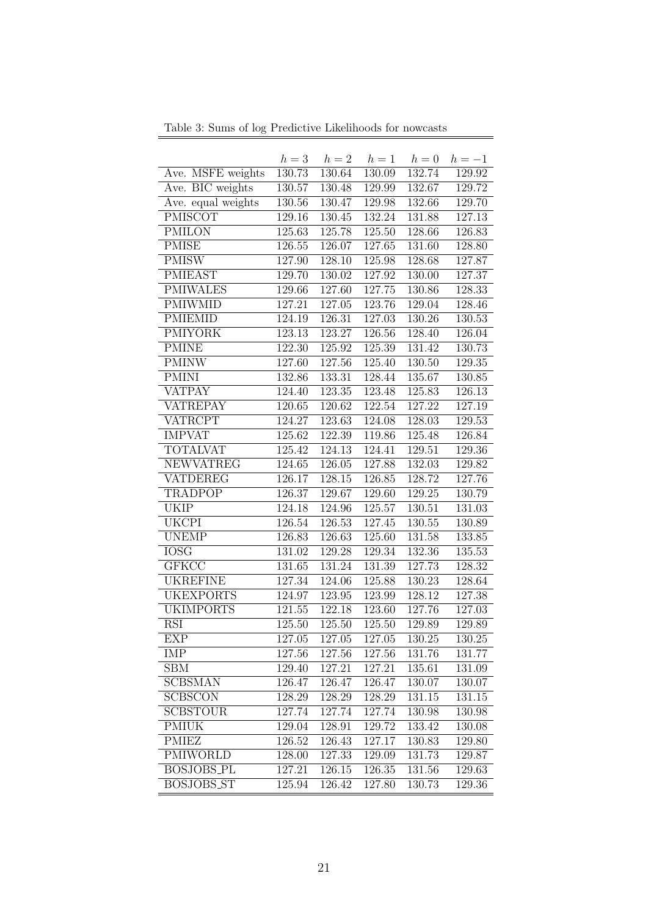Table 3: Sums of log Predictive Likelihoods for nowcasts

| | $h=3$ | $h=2$ | $h=1$ | $h=0$ | $h=-1$ |
|---|---|---|---|---|---|
| Ave. MSFE weights | 130.73 | 130.64 | 130.09 | 132.74 | 129.92 |
| Ave. BIC weights | 130.57 | 130.48 | 129.99 | 132.67 | 129.72 |
| Ave. equal weights | 130.56 | 130.47 | 129.98 | 132.66 | 129.70 |
| PMISCOT | 129.16 | 130.45 | 132.24 | 131.88 | 127.13 |
| PMILON | 125.63 | 125.78 | 125.50 | 128.66 | 126.83 |
| PMISE | 126.55 | 126.07 | 127.65 | 131.60 | 128.80 |
| PMISW | 127.90 | 128.10 | 125.98 | 128.68 | 127.87 |
| PMIEAST | 129.70 | 130.02 | 127.92 | 130.00 | 127.37 |
| PMIWALES | 129.66 | 127.60 | 127.75 | 130.86 | 128.33 |
| PMIWMID | 127.21 | 127.05 | 123.76 | 129.04 | 128.46 |
| PMIEMID | 124.19 | 126.31 | 127.03 | 130.26 | 130.53 |
| PMIYORK | 123.13 | 123.27 | 126.56 | 128.40 | 126.04 |
| PMINE | 122.30 | 125.92 | 125.39 | 131.42 | 130.73 |
| PMINW | 127.60 | 127.56 | 125.40 | 130.50 | 129.35 |
| PMINI | 132.86 | 133.31 | 128.44 | 135.67 | 130.85 |
| VATPAY | 124.40 | 123.35 | 123.48 | 125.83 | 126.13 |
| VATREPAY | 120.65 | 120.62 | 122.54 | 127.22 | 127.19 |
| VATRCPT | 124.27 | 123.63 | 124.08 | 128.03 | 129.53 |
| IMPVAT | 125.62 | 122.39 | 119.86 | 125.48 | 126.84 |
| TOTALVAT | 125.42 | 124.13 | 124.41 | 129.51 | 129.36 |
| NEWVATREG | 124.65 | 126.05 | 127.88 | 132.03 | 129.82 |
| VATDEREG | 126.17 | 128.15 | 126.85 | 128.72 | 127.76 |
| TRADPOP | 126.37 | 129.67 | 129.60 | 129.25 | 130.79 |
| UKIP | 124.18 | 124.96 | 125.57 | 130.51 | 131.03 |
| UKCPI | 126.54 | 126.53 | 127.45 | 130.55 | 130.89 |
| UNEMP | 126.83 | 126.63 | 125.60 | 131.58 | 133.85 |
| IOSG | 131.02 | 129.28 | 129.34 | 132.36 | 135.53 |
| GFKCC | 131.65 | 131.24 | 131.39 | 127.73 | 128.32 |
| UKREFINE | 127.34 | 124.06 | 125.88 | 130.23 | 128.64 |
| UKEXPORTS | 124.97 | 123.95 | 123.99 | 128.12 | 127.38 |
| UKIMPORTS | 121.55 | 122.18 | 123.60 | 127.76 | 127.03 |
| RSI | 125.50 | 125.50 | 125.50 | 129.89 | 129.89 |
| EXP | 127.05 | 127.05 | 127.05 | 130.25 | 130.25 |
| IMP | 127.56 | 127.56 | 127.56 | 131.76 | 131.77 |
| SBM | 129.40 | 127.21 | 127.21 | 135.61 | 131.09 |
| SCBSMAN | 126.47 | 126.47 | 126.47 | 130.07 | 130.07 |
| SCBSCON | 128.29 | 128.29 | 128.29 | 131.15 | 131.15 |
| SCBSTOUR | 127.74 | 127.74 | 127.74 | 130.98 | 130.98 |
| PMIUK | 129.04 | 128.91 | 129.72 | 133.42 | 130.08 |
| PMIEZ | 126.52 | 126.43 | 127.17 | 130.83 | 129.80 |
| PMIWORLD | 128.00 | 127.33 | 129.09 | 131.73 | 129.87 |
| BOSJOBS_PL | 127.21 | 126.15 | 126.35 | 131.56 | 129.63 |
| BOSJOBS_ST | 125.94 | 126.42 | 127.80 | 130.73 | 129.36 |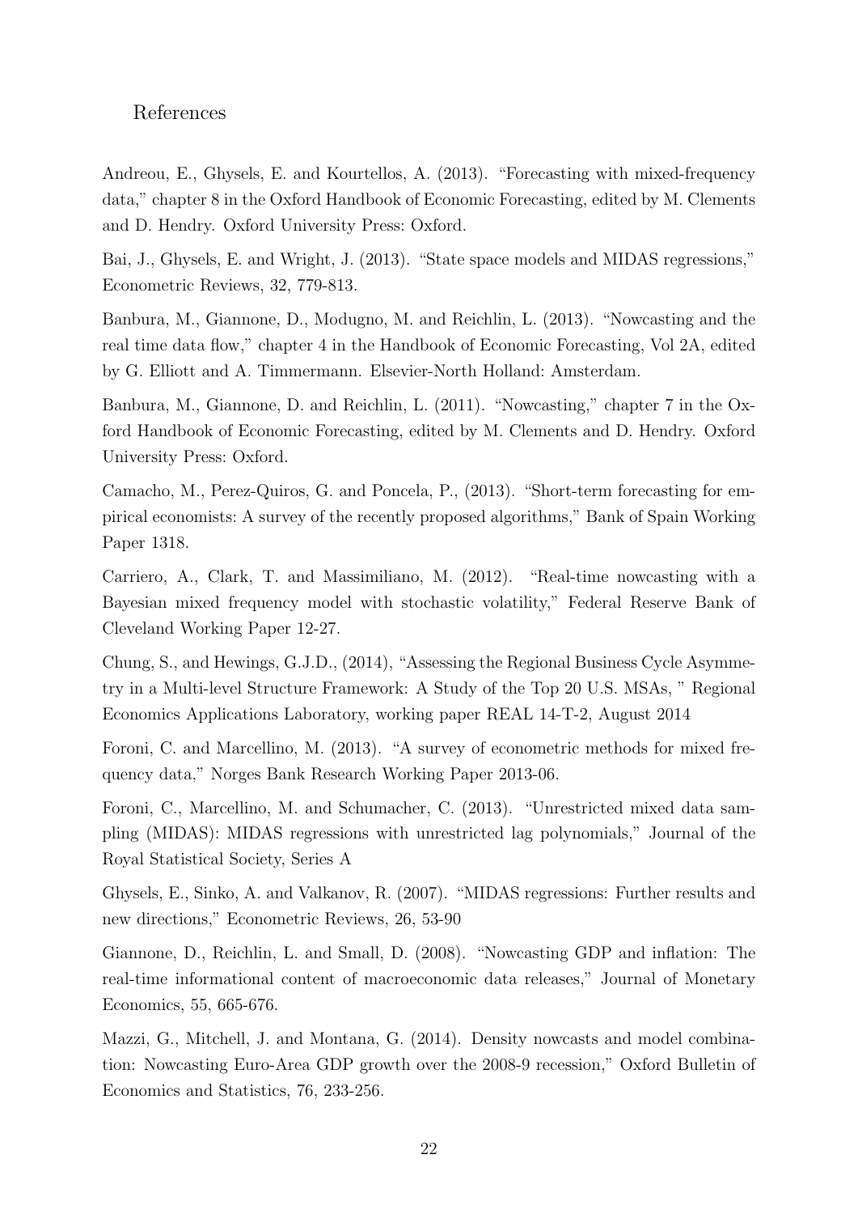## References

Andreou, E., Ghysels, E. and Kourtellos, A. (2013). "Forecasting with mixed-frequency data," chapter 8 in the Oxford Handbook of Economic Forecasting, edited by M. Clements and D. Hendry. Oxford University Press: Oxford.

Bai, J., Ghysels, E. and Wright, J. (2013). "State space models and MIDAS regressions," Econometric Reviews, 32, 779-813.

Banbura, M., Giannone, D., Modugno, M. and Reichlin, L. (2013). "Nowcasting and the real time data flow," chapter 4 in the Handbook of Economic Forecasting, Vol 2A, edited by G. Elliott and A. Timmermann. Elsevier-North Holland: Amsterdam.

Banbura, M., Giannone, D. and Reichlin, L. (2011). "Nowcasting," chapter 7 in the Oxford Handbook of Economic Forecasting, edited by M. Clements and D. Hendry. Oxford University Press: Oxford.

Camacho, M., Perez-Quiros, G. and Poncela, P., (2013). "Short-term forecasting for empirical economists: A survey of the recently proposed algorithms," Bank of Spain Working Paper 1318.

Carriero, A., Clark, T. and Massimiliano, M. (2012). "Real-time nowcasting with a Bayesian mixed frequency model with stochastic volatility," Federal Reserve Bank of Cleveland Working Paper 12-27.

Chung, S., and Hewings, G.J.D., (2014), "Assessing the Regional Business Cycle Asymmetry in a Multi-level Structure Framework: A Study of the Top 20 U.S. MSAs, " Regional Economics Applications Laboratory, working paper REAL 14-T-2, August 2014

Foroni, C. and Marcellino, M. (2013). "A survey of econometric methods for mixed frequency data," Norges Bank Research Working Paper 2013-06.

Foroni, C., Marcellino, M. and Schumacher, C. (2013). "Unrestricted mixed data sampling (MIDAS): MIDAS regressions with unrestricted lag polynomials," Journal of the Royal Statistical Society, Series A

Ghysels, E., Sinko, A. and Valkanov, R. (2007). "MIDAS regressions: Further results and new directions," Econometric Reviews, 26, 53-90

Giannone, D., Reichlin, L. and Small, D. (2008). "Nowcasting GDP and inflation: The real-time informational content of macroeconomic data releases," Journal of Monetary Economics, 55, 665-676.

Mazzi, G., Mitchell, J. and Montana, G. (2014). Density nowcasts and model combination: Nowcasting Euro-Area GDP growth over the 2008-9 recession," Oxford Bulletin of Economics and Statistics, 76, 233-256.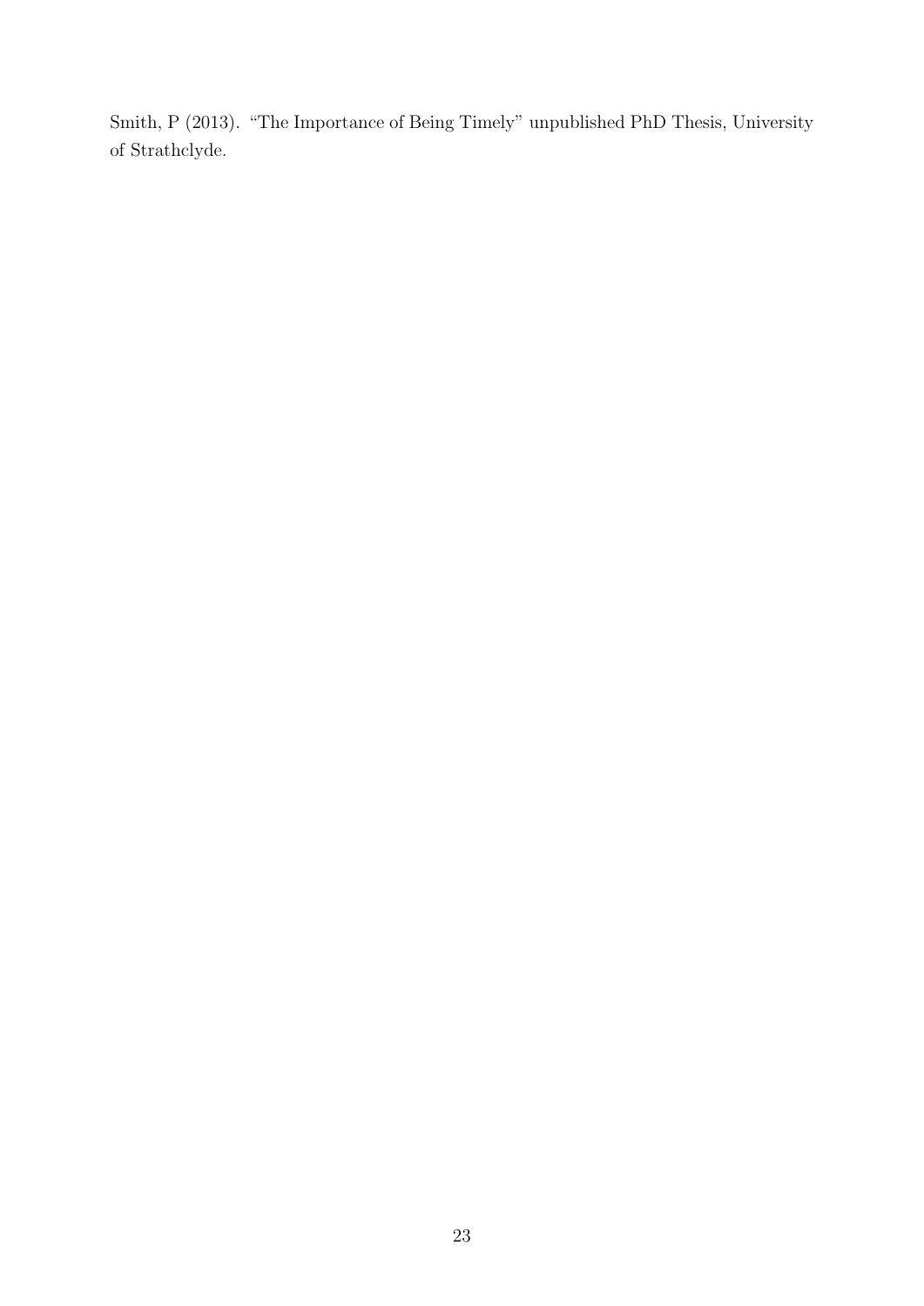Smith, P (2013). "The Importance of Being Timely" unpublished PhD Thesis, University of Strathclyde.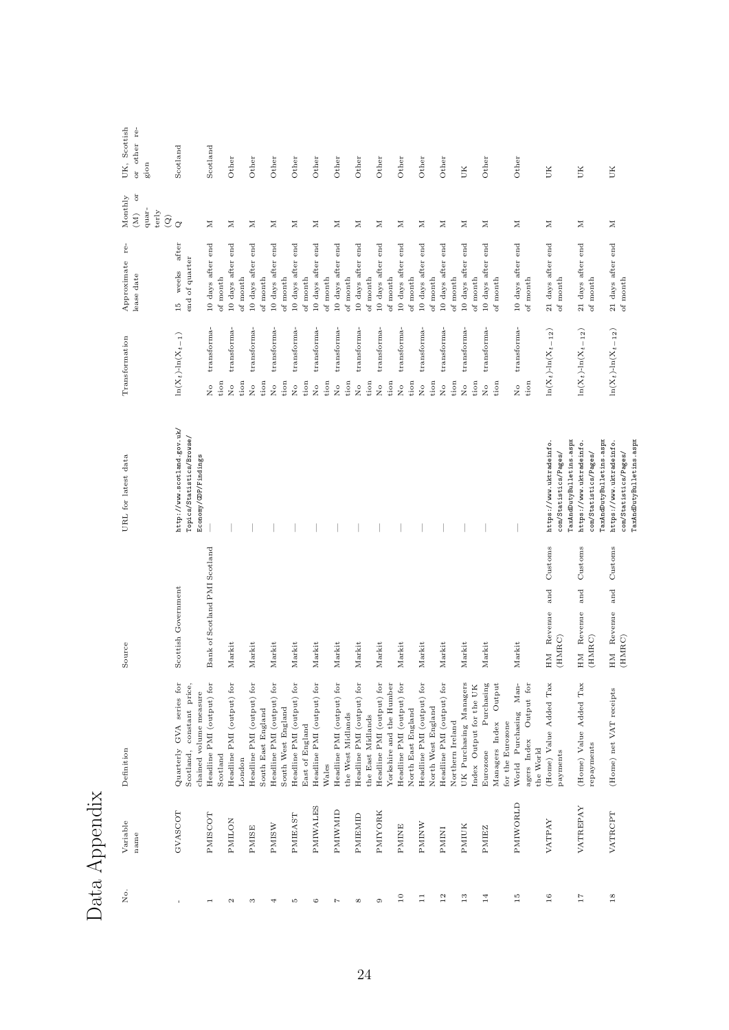# Data Appendix

| No. | Variable name | Definition | Source | URL for latest data | Transformation | Approximate release date | Monthly (M) or quarterly (Q) | UK, Scottish or other region |
|---|---|---|---|---|---|---|---|---|
| - | GVASCOT | Quarterly GVA series for Scotland, constant price, chained volume measure | Scottish Government | http://www.scotland.gov.uk/Topics/Statistics/Browse/Economy/GDP/Findings | $\ln(X_t)$-$\ln(X_{t-1})$ | 15 weeks after end of quarter | Q | Scotland |
| 1 | PMISCOT | Headline PMI (output) for Scotland | Bank of Scotland PMI Scotland | — | No transformation | 10 days after end of month | M | Scotland |
| 2 | PMILON | Headline PMI (output) for London | Markit | — | No transformation | 10 days after end of month | M | Other |
| 3 | PMISE | Headline PMI (output) for South East England | Markit | — | No transformation | 10 days after end of month | M | Other |
| 4 | PMISW | Headline PMI (output) for South West England | Markit | — | No transformation | 10 days after end of month | M | Other |
| 5 | PMIEAST | Headline PMI (output) for East of England | Markit | — | No transformation | 10 days after end of month | M | Other |
| 6 | PMIWALES | Headline PMI (output) for Wales | Markit | — | No transformation | 10 days after end of month | M | Other |
| 7 | PMIWMID | Headline PMI (output) for the West Midlands | Markit | — | No transformation | 10 days after end of month | M | Other |
| 8 | PMIEMID | Headline PMI (output) for the East Midlands | Markit | — | No transformation | 10 days after end of month | M | Other |
| 9 | PMIYORK | Headline PMI (output) for Yorkshire and the Humber | Markit | — | No transformation | 10 days after end of month | M | Other |
| 10 | PMINE | Headline PMI (output) for North East England | Markit | — | No transformation | 10 days after end of month | M | Other |
| 11 | PMINW | Headline PMI (output) for North West England | Markit | — | No transformation | 10 days after end of month | M | Other |
| 12 | PMINI | Headline PMI (output) for Northern Ireland | Markit | — | No transformation | 10 days after end of month | M | Other |
| 13 | PMIUK | UK Purchasing Managers Index Output for the UK | Markit | — | No transformation | 10 days after end of month | M | UK |
| 14 | PMIEZ | Eurozone Purchasing Managers Index Output for the Eurozone | Markit | — | No transformation | 10 days after end of month | M | Other |
| 15 | PMIWORLD | World Purchasing Managers Index Output for the World | Markit | — | No transformation | 10 days after end of month | M | Other |
| 16 | VATPAY | (Home) Value Added Tax payments | HM Revenue and Customs (HMRC) | https://www.uktradeinfo.com/Statistics/Pages/TaxAndDutyBulletins.aspx | $\ln(X_t)$-$\ln(X_{t-12})$ | 21 days after end of month | M | UK |
| 17 | VATREPAY | (Home) Value Added Tax repayments | HM Revenue and Customs (HMRC) | https://www.uktradeinfo.com/Statistics/Pages/TaxAndDutyBulletins.aspx | $\ln(X_t)$-$\ln(X_{t-12})$ | 21 days after end of month | M | UK |
| 18 | VATRCPT | (Home) net VAT receipts | HM Revenue and Customs (HMRC) | https://www.uktradeinfo.com/Statistics/Pages/TaxAndDutyBulletins.aspx | $\ln(X_t)$-$\ln(X_{t-12})$ | 21 days after end of month | M | UK |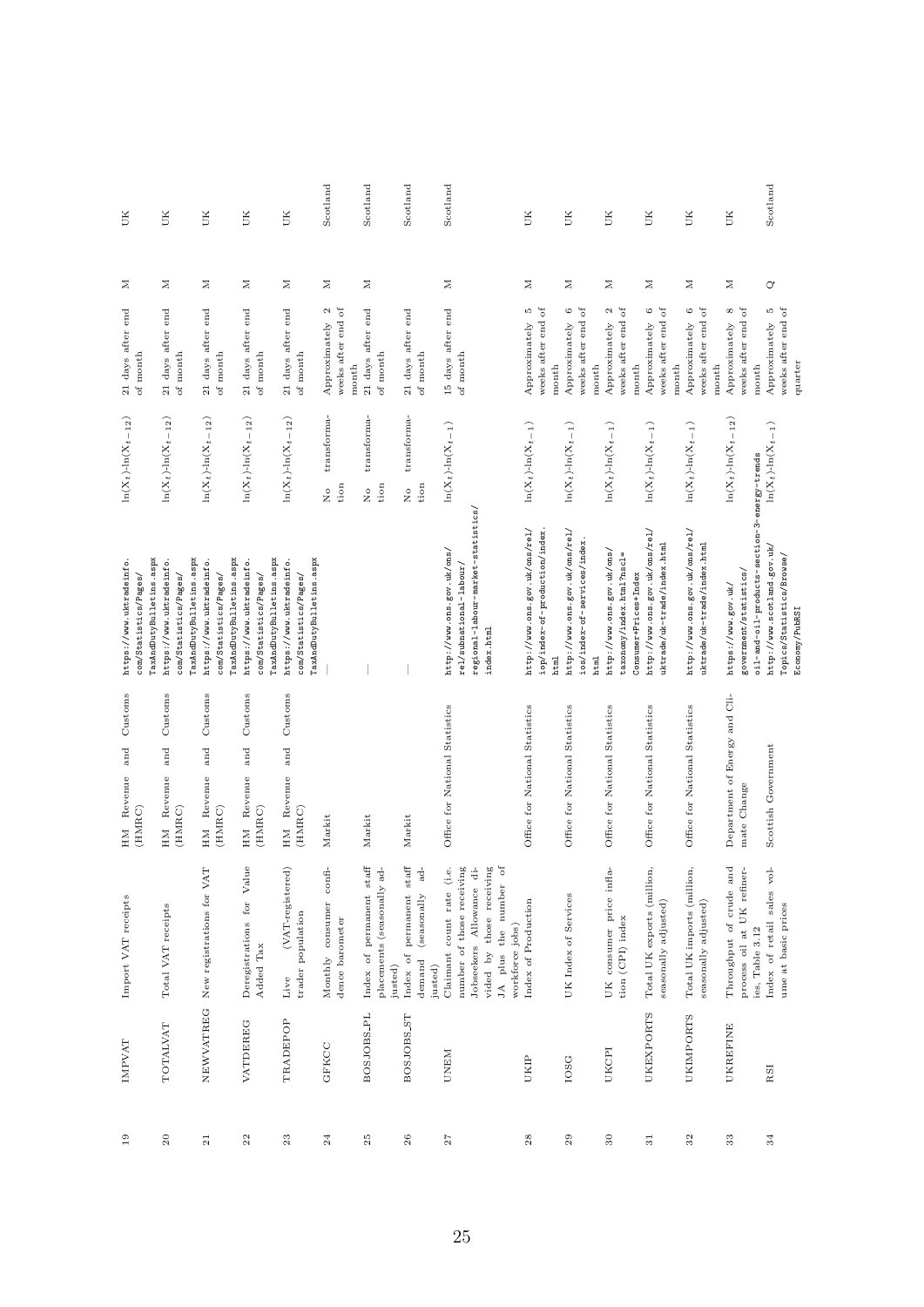| 19 | IMPVAT | Import VAT receipts | HM Revenue and Customs (HMRC) | https://www.uktradeinfo.com/Statistics/Pages/TaxAndDutyBulletins.aspx | $\ln(X_t)$-$\ln(X_{t-12})$ | 21 days after end of month | M | UK |
|---|---|---|---|---|---|---|---|---|
| 20 | TOTALVAT | Total VAT receipts | HM Revenue and Customs (HMRC) | https://www.uktradeinfo.com/Statistics/Pages/TaxAndDutyBulletins.aspx | $\ln(X_t)$-$\ln(X_{t-12})$ | 21 days after end of month | M | UK |
| 21 | NEWVATREG | New registrations for VAT | HM Revenue and Customs (HMRC) | https://www.uktradeinfo.com/Statistics/Pages/TaxAndDutyBulletins.aspx | $\ln(X_t)$-$\ln(X_{t-12})$ | 21 days after end of month | M | UK |
| 22 | VATDEREG | Deregistrations for Value Added Tax | HM Revenue and Customs (HMRC) | https://www.uktradeinfo.com/Statistics/Pages/TaxAndDutyBulletins.aspx | $\ln(X_t)$-$\ln(X_{t-12})$ | 21 days after end of month | M | UK |
| 23 | TRADEPOP | Live (VAT-registered) trader population | HM Revenue and Customs (HMRC) | https://www.uktradeinfo.com/Statistics/Pages/TaxAndDutyBulletins.aspx | $\ln(X_t)$-$\ln(X_{t-12})$ | 21 days after end of month | M | UK |
| 24 | GFKCC | Monthly consumer confidence barometer | Markit | — | No transformation | Approximately 2 weeks after end of month | M | Scotland |
| 25 | BOSJOBS_PL | Index of permanent staff placements (seasonally adjusted) | Markit | — | No transformation | 21 days after end of month | M | Scotland |
| 26 | BOSJOBS_ST | Index of permanent staff demand (seasonally adjusted) | Markit | — | No transformation | 21 days after end of month | M | Scotland |
| 27 | UNEM | Claimant count rate (i.e. number of those receiving Jobseekers Allowance divided by those receiving JA plus the number of workforce jobs) | Office for National Statistics | http://www.ons.gov.uk/ons/rel/subnational-labour/regional-labour-market-statistics/index.html | $\ln(X_t)$-$\ln(X_{t-1})$ | 15 days after end of month | M | Scotland |
| 28 | UKIP | Index of Production | Office for National Statistics | http://www.ons.gov.uk/ons/rel/iop/index-of-production/index.html | $\ln(X_t)$-$\ln(X_{t-1})$ | Approximately 5 weeks after end of month | M | UK |
| 29 | IOSG | UK Index of Services | Office for National Statistics | http://www.ons.gov.uk/ons/rel/ios/index-of-services/index.html | $\ln(X_t)$-$\ln(X_{t-1})$ | Approximately 6 weeks after end of month | M | UK |
| 30 | UKCPI | UK consumer price inflation (CPI) index | Office for National Statistics | http://www.ons.gov.uk/ons/taxonomy/index.html?nscl=Consumer+Prices+Index | $\ln(X_t)$-$\ln(X_{t-1})$ | Approximately 2 weeks after end of month | M | UK |
| 31 | UKEXPORTS | Total UK exports (million, seasonally adjusted) | Office for National Statistics | http://www.ons.gov.uk/ons/rel/uktrade/uk-trade/index.html | $\ln(X_t)$-$\ln(X_{t-1})$ | Approximately 6 weeks after end of month | M | UK |
| 32 | UKIMPORTS | Total UK imports (million, seasonally adjusted) | Office for National Statistics | http://www.ons.gov.uk/ons/rel/uktrade/uk-trade/index.html | $\ln(X_t)$-$\ln(X_{t-1})$ | Approximately 6 weeks after end of month | M | UK |
| 33 | UKREFINE | Throughput of crude and process oil at UK refineries, Table 3.12 | Department of Energy and Climate Change | https://www.gov.uk/government/statistics/oil-and-oil-products-section-3-energy-trends | $\ln(X_t)$-$\ln(X_{t-12})$ | Approximately 8 weeks after end of month | M | UK |
| 34 | RSI | Index of retail sales volume at basic prices | Scottish Government | http://www.scotland.gov.uk/Topics/Statistics/Browse/Economy/PubRSI | $\ln(X_t)$-$\ln(X_{t-1})$ | Approximately 5 weeks after end of quarter | Q | Scotland |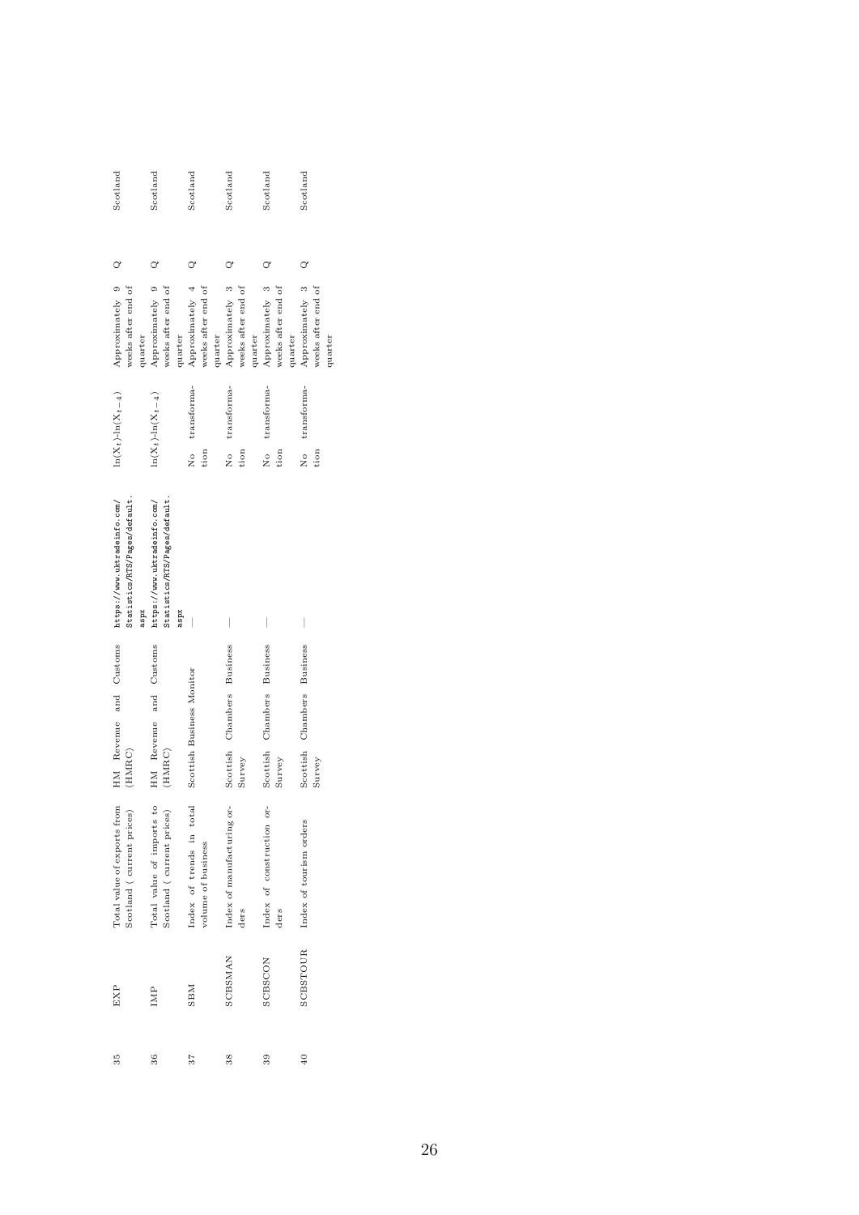| | | | | | | | | |
|---|---|---|---|---|---|---|---|---|
| 35 | EXP | Total value of exports from Scotland ( current prices) | HM Revenue and Customs (HMRC) | https://www.uktradeinfo.com/Statistics/RTS/Pages/default.aspx | $\ln(X_t)$-$\ln(X_{t-4})$ | Approximately 9 weeks after end of quarter | Q | Scotland |
| 36 | IMP | Total value of imports to Scotland ( current prices) | HM Revenue and Customs (HMRC) | https://www.uktradeinfo.com/Statistics/RTS/Pages/default.aspx | $\ln(X_t)$-$\ln(X_{t-4})$ | Approximately 9 weeks after end of quarter | Q | Scotland |
| 37 | SBM | Index of trends in total volume of business | Scottish Business Monitor | — | No transformation | Approximately 4 weeks after end of quarter | Q | Scotland |
| 38 | SCBSMAN | Index of manufacturing orders | Scottish Chambers Business Survey | — | No transformation | Approximately 3 weeks after end of quarter | Q | Scotland |
| 39 | SCBSCON | Index of construction orders | Scottish Chambers Business Survey | — | No transformation | Approximately 3 weeks after end of quarter | Q | Scotland |
| 40 | SCBSTOUR | Index of tourism orders | Scottish Chambers Business Survey | — | No transformation | Approximately 3 weeks after end of quarter | Q | Scotland |